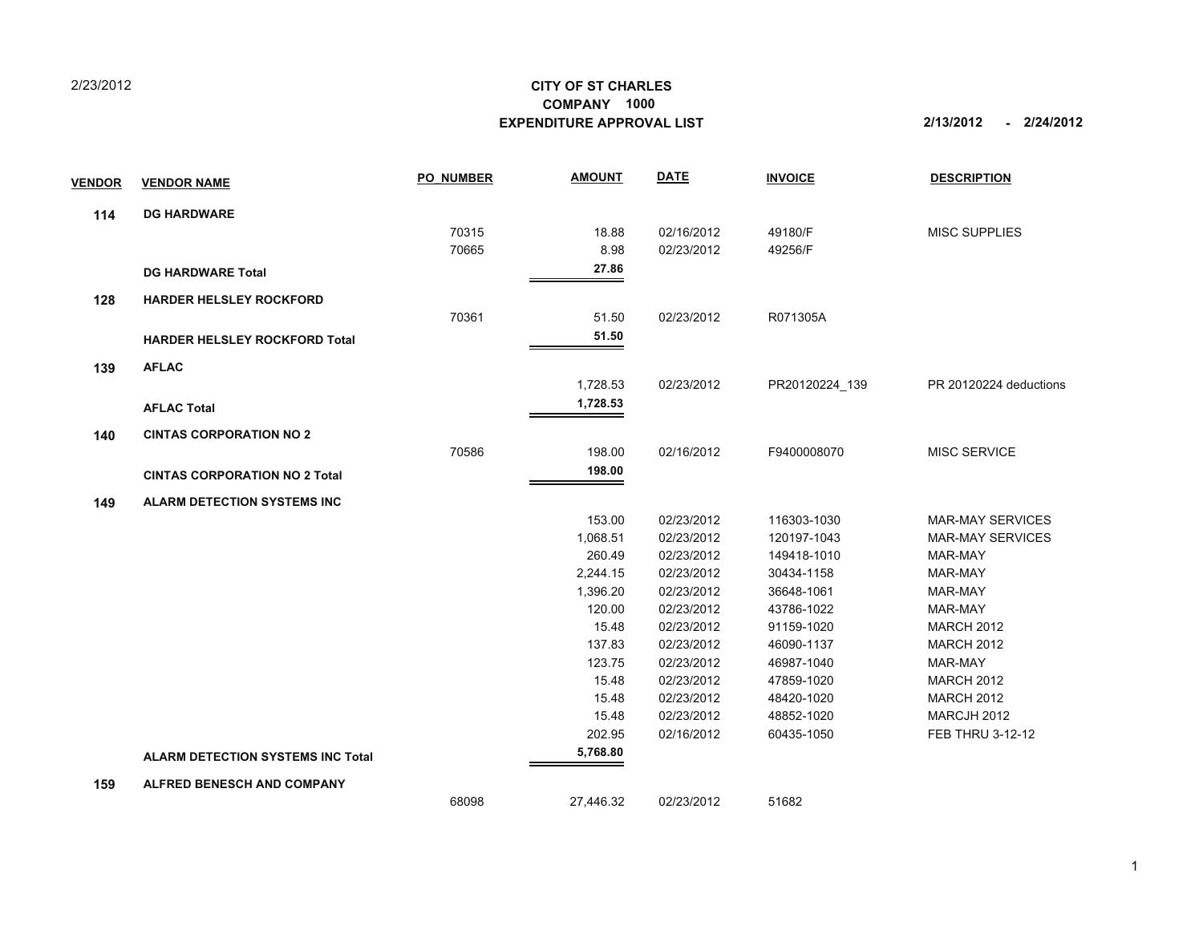2/23/2012

**CITY OF ST CHARLES**
**COMPANY 1000**
**EXPENDITURE APPROVAL LIST**

**2/13/2012 - 2/24/2012**

| VENDOR | VENDOR NAME | PO_NUMBER | AMOUNT | DATE | INVOICE | DESCRIPTION |
|---|---|---|---|---|---|---|
| **114** | **DG HARDWARE** | | | | | |
| | | 70315 | 18.88 | 02/16/2012 | 49180/F | MISC SUPPLIES |
| | | 70665 | 8.98 | 02/23/2012 | 49256/F | |
| | **DG HARDWARE Total** | | **27.86** | | | |
| **128** | **HARDER HELSLEY ROCKFORD** | | | | | |
| | | 70361 | 51.50 | 02/23/2012 | R071305A | |
| | **HARDER HELSLEY ROCKFORD Total** | | **51.50** | | | |
| **139** | **AFLAC** | | | | | |
| | | | 1,728.53 | 02/23/2012 | PR20120224_139 | PR 20120224 deductions |
| | **AFLAC Total** | | **1,728.53** | | | |
| **140** | **CINTAS CORPORATION NO 2** | | | | | |
| | | 70586 | 198.00 | 02/16/2012 | F9400008070 | MISC SERVICE |
| | **CINTAS CORPORATION NO 2 Total** | | **198.00** | | | |
| **149** | **ALARM DETECTION SYSTEMS INC** | | | | | |
| | | | 153.00 | 02/23/2012 | 116303-1030 | MAR-MAY SERVICES |
| | | | 1,068.51 | 02/23/2012 | 120197-1043 | MAR-MAY SERVICES |
| | | | 260.49 | 02/23/2012 | 149418-1010 | MAR-MAY |
| | | | 2,244.15 | 02/23/2012 | 30434-1158 | MAR-MAY |
| | | | 1,396.20 | 02/23/2012 | 36648-1061 | MAR-MAY |
| | | | 120.00 | 02/23/2012 | 43786-1022 | MAR-MAY |
| | | | 15.48 | 02/23/2012 | 91159-1020 | MARCH 2012 |
| | | | 137.83 | 02/23/2012 | 46090-1137 | MARCH 2012 |
| | | | 123.75 | 02/23/2012 | 46987-1040 | MAR-MAY |
| | | | 15.48 | 02/23/2012 | 47859-1020 | MARCH 2012 |
| | | | 15.48 | 02/23/2012 | 48420-1020 | MARCH 2012 |
| | | | 15.48 | 02/23/2012 | 48852-1020 | MARCJH 2012 |
| | | | 202.95 | 02/16/2012 | 60435-1050 | FEB THRU 3-12-12 |
| | **ALARM DETECTION SYSTEMS INC Total** | | **5,768.80** | | | |
| **159** | **ALFRED BENESCH AND COMPANY** | | | | | |
| | | 68098 | 27,446.32 | 02/23/2012 | 51682 | |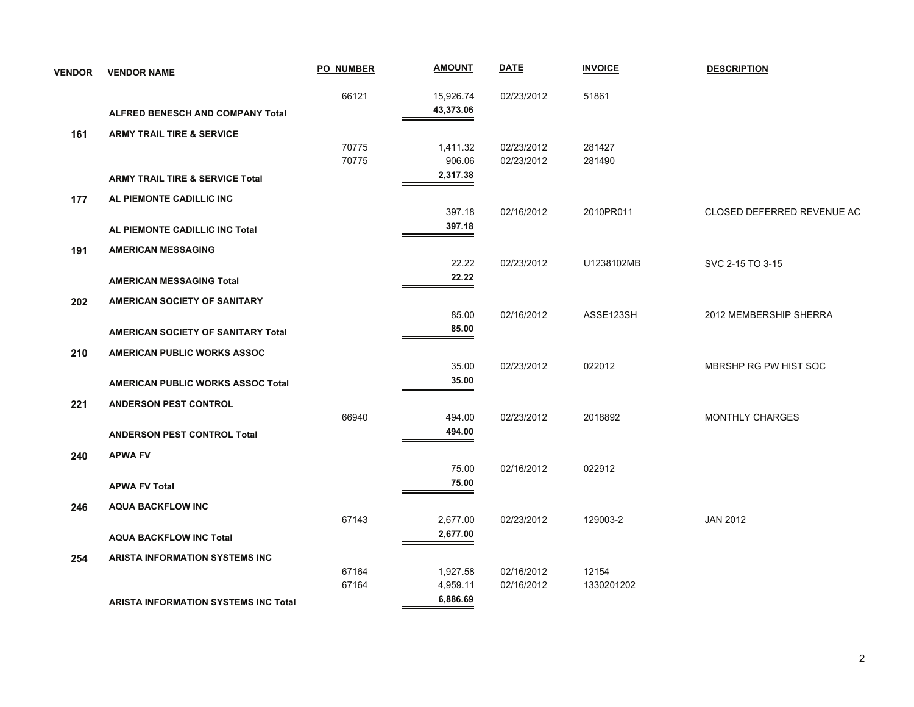| VENDOR | VENDOR NAME | PO_NUMBER | AMOUNT | DATE | INVOICE | DESCRIPTION |
|---|---|---|---|---|---|---|
| | | 66121 | 15,926.74 | 02/23/2012 | 51861 | |
| | **ALFRED BENESCH AND COMPANY Total** | | **43,373.06** | | | |
| **161** | **ARMY TRAIL TIRE & SERVICE** | | | | | |
| | | 70775 | 1,411.32 | 02/23/2012 | 281427 | |
| | | 70775 | 906.06 | 02/23/2012 | 281490 | |
| | **ARMY TRAIL TIRE & SERVICE Total** | | **2,317.38** | | | |
| **177** | **AL PIEMONTE CADILLIC INC** | | | | | |
| | | | 397.18 | 02/16/2012 | 2010PR011 | CLOSED DEFERRED REVENUE AC |
| | **AL PIEMONTE CADILLIC INC Total** | | **397.18** | | | |
| **191** | **AMERICAN MESSAGING** | | | | | |
| | | | 22.22 | 02/23/2012 | U1238102MB | SVC 2-15 TO 3-15 |
| | **AMERICAN MESSAGING Total** | | **22.22** | | | |
| **202** | **AMERICAN SOCIETY OF SANITARY** | | | | | |
| | | | 85.00 | 02/16/2012 | ASSE123SH | 2012 MEMBERSHIP SHERRA |
| | **AMERICAN SOCIETY OF SANITARY Total** | | **85.00** | | | |
| **210** | **AMERICAN PUBLIC WORKS ASSOC** | | | | | |
| | | | 35.00 | 02/23/2012 | 022012 | MBRSHP RG PW HIST SOC |
| | **AMERICAN PUBLIC WORKS ASSOC Total** | | **35.00** | | | |
| **221** | **ANDERSON PEST CONTROL** | | | | | |
| | | 66940 | 494.00 | 02/23/2012 | 2018892 | MONTHLY CHARGES |
| | **ANDERSON PEST CONTROL Total** | | **494.00** | | | |
| **240** | **APWA FV** | | | | | |
| | | | 75.00 | 02/16/2012 | 022912 | |
| | **APWA FV Total** | | **75.00** | | | |
| **246** | **AQUA BACKFLOW INC** | | | | | |
| | | 67143 | 2,677.00 | 02/23/2012 | 129003-2 | JAN 2012 |
| | **AQUA BACKFLOW INC Total** | | **2,677.00** | | | |
| **254** | **ARISTA INFORMATION SYSTEMS INC** | | | | | |
| | | 67164 | 1,927.58 | 02/16/2012 | 12154 | |
| | | 67164 | 4,959.11 | 02/16/2012 | 1330201202 | |
| | **ARISTA INFORMATION SYSTEMS INC Total** | | **6,886.69** | | | |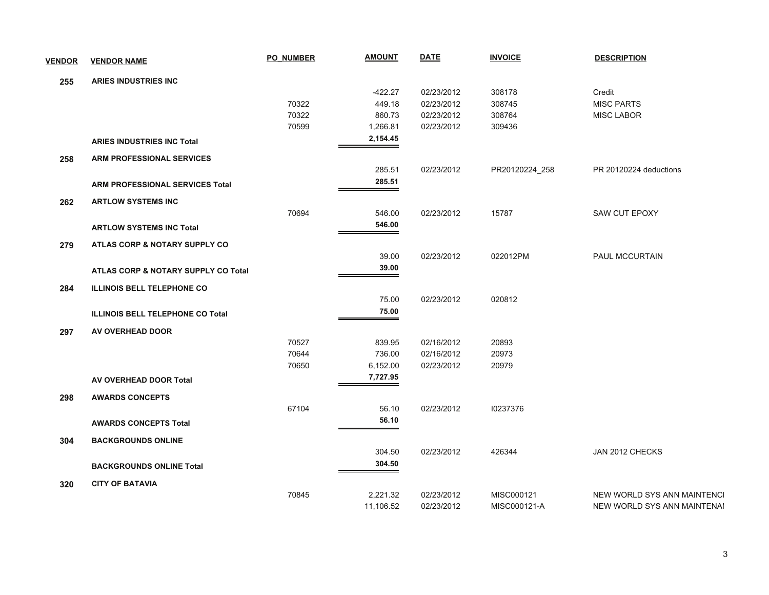| VENDOR | VENDOR NAME | PO_NUMBER | AMOUNT | DATE | INVOICE | DESCRIPTION |
|---|---|---|---|---|---|---|
| 255 | ARIES INDUSTRIES INC | | | | | |
| | | | -422.27 | 02/23/2012 | 308178 | Credit |
| | | 70322 | 449.18 | 02/23/2012 | 308745 | MISC PARTS |
| | | 70322 | 860.73 | 02/23/2012 | 308764 | MISC LABOR |
| | | 70599 | 1,266.81 | 02/23/2012 | 309436 | |
| | **ARIES INDUSTRIES INC Total** | | **2,154.45** | | | |
| 258 | ARM PROFESSIONAL SERVICES | | | | | |
| | | | 285.51 | 02/23/2012 | PR20120224_258 | PR 20120224 deductions |
| | **ARM PROFESSIONAL SERVICES Total** | | **285.51** | | | |
| 262 | ARTLOW SYSTEMS INC | | | | | |
| | | 70694 | 546.00 | 02/23/2012 | 15787 | SAW CUT EPOXY |
| | **ARTLOW SYSTEMS INC Total** | | **546.00** | | | |
| 279 | ATLAS CORP & NOTARY SUPPLY CO | | | | | |
| | | | 39.00 | 02/23/2012 | 022012PM | PAUL MCCURTAIN |
| | **ATLAS CORP & NOTARY SUPPLY CO Total** | | **39.00** | | | |
| 284 | ILLINOIS BELL TELEPHONE CO | | | | | |
| | | | 75.00 | 02/23/2012 | 020812 | |
| | **ILLINOIS BELL TELEPHONE CO Total** | | **75.00** | | | |
| 297 | AV OVERHEAD DOOR | | | | | |
| | | 70527 | 839.95 | 02/16/2012 | 20893 | |
| | | 70644 | 736.00 | 02/16/2012 | 20973 | |
| | | 70650 | 6,152.00 | 02/23/2012 | 20979 | |
| | **AV OVERHEAD DOOR Total** | | **7,727.95** | | | |
| 298 | AWARDS CONCEPTS | | | | | |
| | | 67104 | 56.10 | 02/23/2012 | I0237376 | |
| | **AWARDS CONCEPTS Total** | | **56.10** | | | |
| 304 | BACKGROUNDS ONLINE | | | | | |
| | | | 304.50 | 02/23/2012 | 426344 | JAN 2012 CHECKS |
| | **BACKGROUNDS ONLINE Total** | | **304.50** | | | |
| 320 | CITY OF BATAVIA | | | | | |
| | | 70845 | 2,221.32 | 02/23/2012 | MISC000121 | NEW WORLD SYS ANN MAINTENCI |
| | | | 11,106.52 | 02/23/2012 | MISC000121-A | NEW WORLD SYS ANN MAINTENAI |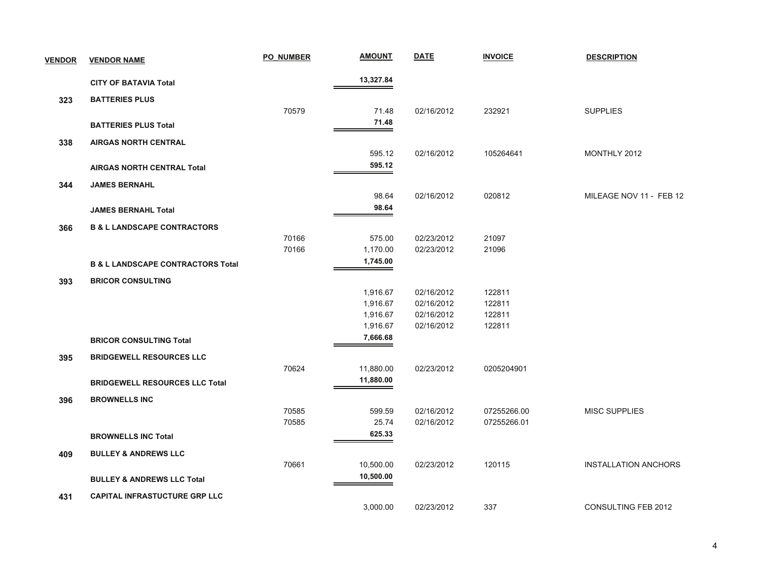| VENDOR | VENDOR NAME | PO_NUMBER | AMOUNT | DATE | INVOICE | DESCRIPTION |
|---|---|---|---|---|---|---|
| | **CITY OF BATAVIA Total** | | **13,327.84** | | | |
| **323** | **BATTERIES PLUS** | | | | | |
| | | 70579 | 71.48 | 02/16/2012 | 232921 | SUPPLIES |
| | **BATTERIES PLUS Total** | | **71.48** | | | |
| **338** | **AIRGAS NORTH CENTRAL** | | | | | |
| | | | 595.12 | 02/16/2012 | 105264641 | MONTHLY 2012 |
| | **AIRGAS NORTH CENTRAL Total** | | **595.12** | | | |
| **344** | **JAMES BERNAHL** | | | | | |
| | | | 98.64 | 02/16/2012 | 020812 | MILEAGE NOV 11 - FEB 12 |
| | **JAMES BERNAHL Total** | | **98.64** | | | |
| **366** | **B & L LANDSCAPE CONTRACTORS** | | | | | |
| | | 70166 | 575.00 | 02/23/2012 | 21097 | |
| | | 70166 | 1,170.00 | 02/23/2012 | 21096 | |
| | **B & L LANDSCAPE CONTRACTORS Total** | | **1,745.00** | | | |
| **393** | **BRICOR CONSULTING** | | | | | |
| | | | 1,916.67 | 02/16/2012 | 122811 | |
| | | | 1,916.67 | 02/16/2012 | 122811 | |
| | | | 1,916.67 | 02/16/2012 | 122811 | |
| | | | 1,916.67 | 02/16/2012 | 122811 | |
| | **BRICOR CONSULTING Total** | | **7,666.68** | | | |
| **395** | **BRIDGEWELL RESOURCES LLC** | | | | | |
| | | 70624 | 11,880.00 | 02/23/2012 | 0205204901 | |
| | **BRIDGEWELL RESOURCES LLC Total** | | **11,880.00** | | | |
| **396** | **BROWNELLS INC** | | | | | |
| | | 70585 | 599.59 | 02/16/2012 | 07255266.00 | MISC SUPPLIES |
| | | 70585 | 25.74 | 02/16/2012 | 07255266.01 | |
| | **BROWNELLS INC Total** | | **625.33** | | | |
| **409** | **BULLEY & ANDREWS LLC** | | | | | |
| | | 70661 | 10,500.00 | 02/23/2012 | 120115 | INSTALLATION ANCHORS |
| | **BULLEY & ANDREWS LLC Total** | | **10,500.00** | | | |
| **431** | **CAPITAL INFRASTUCTURE GRP LLC** | | | | | |
| | | | 3,000.00 | 02/23/2012 | 337 | CONSULTING FEB 2012 |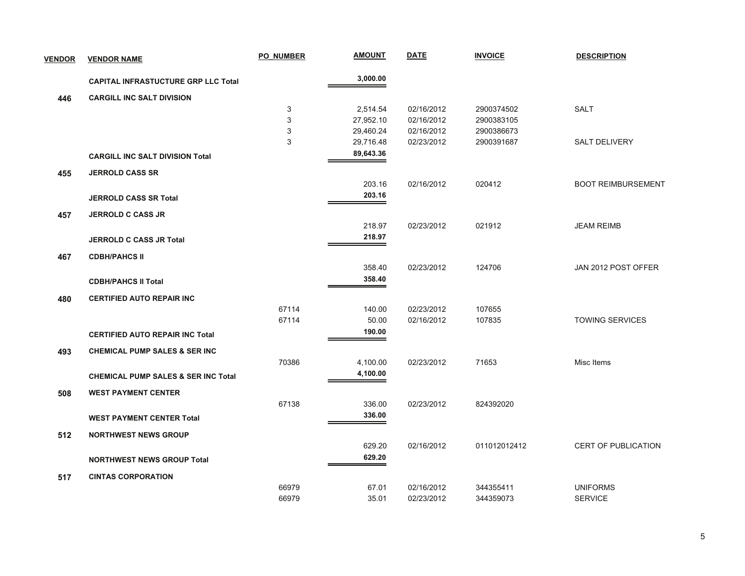| VENDOR | VENDOR NAME | PO_NUMBER | AMOUNT | DATE | INVOICE | DESCRIPTION |
|---|---|---|---|---|---|---|
| | **CAPITAL INFRASTUCTURE GRP LLC Total** | | **3,000.00** | | | |
| **446** | **CARGILL INC SALT DIVISION** | | | | | |
| | | 3 | 2,514.54 | 02/16/2012 | 2900374502 | SALT |
| | | 3 | 27,952.10 | 02/16/2012 | 2900383105 | |
| | | 3 | 29,460.24 | 02/16/2012 | 2900386673 | |
| | | 3 | 29,716.48 | 02/23/2012 | 2900391687 | SALT DELIVERY |
| | **CARGILL INC SALT DIVISION Total** | | **89,643.36** | | | |
| **455** | **JERROLD CASS SR** | | | | | |
| | | | 203.16 | 02/16/2012 | 020412 | BOOT REIMBURSEMENT |
| | **JERROLD CASS SR Total** | | **203.16** | | | |
| **457** | **JERROLD C CASS JR** | | | | | |
| | | | 218.97 | 02/23/2012 | 021912 | JEAM REIMB |
| | **JERROLD C CASS JR Total** | | **218.97** | | | |
| **467** | **CDBH/PAHCS II** | | | | | |
| | | | 358.40 | 02/23/2012 | 124706 | JAN 2012 POST OFFER |
| | **CDBH/PAHCS II Total** | | **358.40** | | | |
| **480** | **CERTIFIED AUTO REPAIR INC** | | | | | |
| | | 67114 | 140.00 | 02/23/2012 | 107655 | |
| | | 67114 | 50.00 | 02/16/2012 | 107835 | TOWING SERVICES |
| | **CERTIFIED AUTO REPAIR INC Total** | | **190.00** | | | |
| **493** | **CHEMICAL PUMP SALES & SER INC** | | | | | |
| | | 70386 | 4,100.00 | 02/23/2012 | 71653 | Misc Items |
| | **CHEMICAL PUMP SALES & SER INC Total** | | **4,100.00** | | | |
| **508** | **WEST PAYMENT CENTER** | | | | | |
| | | 67138 | 336.00 | 02/23/2012 | 824392020 | |
| | **WEST PAYMENT CENTER Total** | | **336.00** | | | |
| **512** | **NORTHWEST NEWS GROUP** | | | | | |
| | | | 629.20 | 02/16/2012 | 011012012412 | CERT OF PUBLICATION |
| | **NORTHWEST NEWS GROUP Total** | | **629.20** | | | |
| **517** | **CINTAS CORPORATION** | | | | | |
| | | 66979 | 67.01 | 02/16/2012 | 344355411 | UNIFORMS |
| | | 66979 | 35.01 | 02/23/2012 | 344359073 | SERVICE |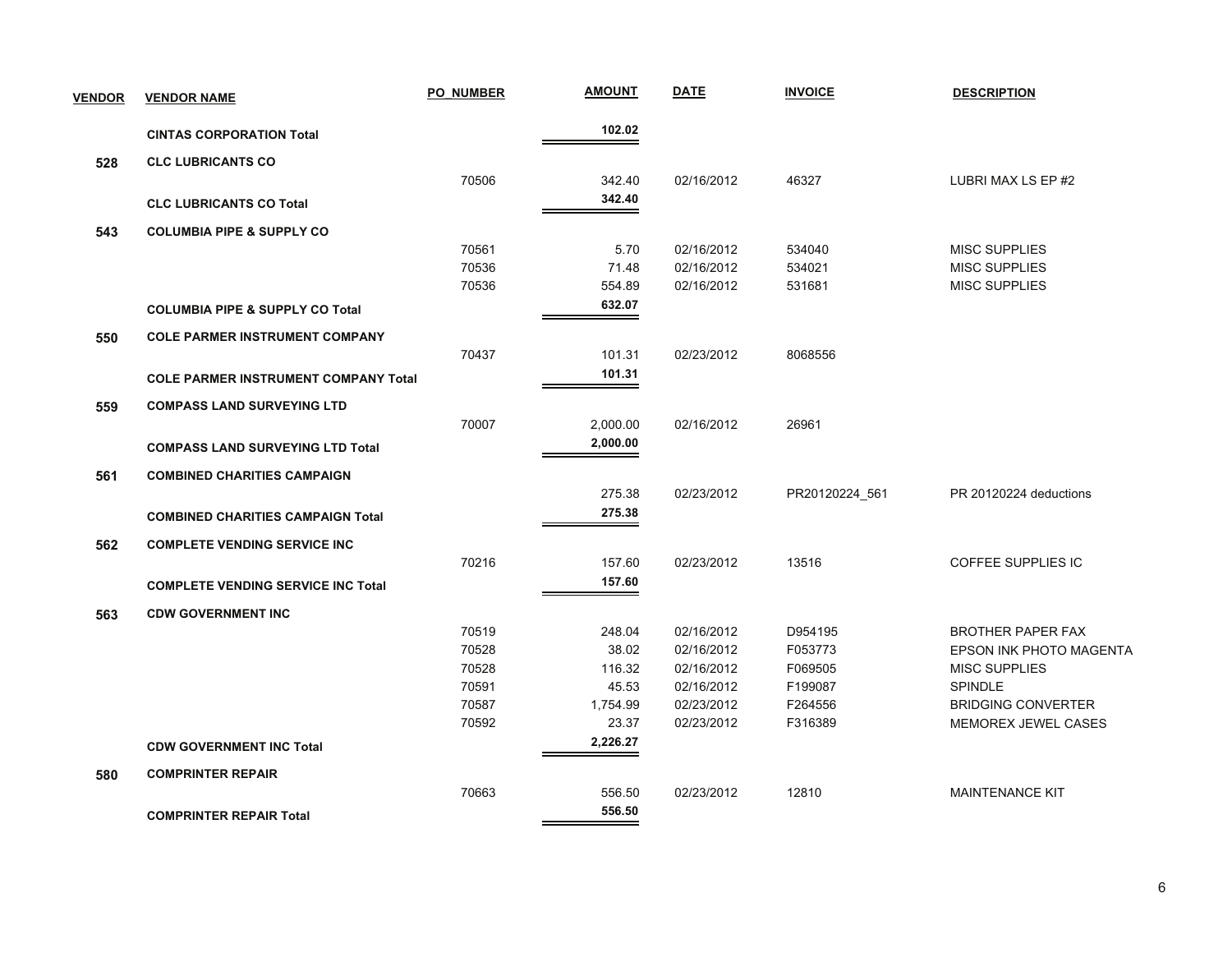| VENDOR | VENDOR NAME | PO_NUMBER | AMOUNT | DATE | INVOICE | DESCRIPTION |
|---|---|---|---|---|---|---|
| | **CINTAS CORPORATION Total** | | **102.02** | | | |
| **528** | **CLC LUBRICANTS CO** | | | | | |
| | | 70506 | 342.40 | 02/16/2012 | 46327 | LUBRI MAX LS EP #2 |
| | **CLC LUBRICANTS CO Total** | | **342.40** | | | |
| **543** | **COLUMBIA PIPE & SUPPLY CO** | | | | | |
| | | 70561 | 5.70 | 02/16/2012 | 534040 | MISC SUPPLIES |
| | | 70536 | 71.48 | 02/16/2012 | 534021 | MISC SUPPLIES |
| | | 70536 | 554.89 | 02/16/2012 | 531681 | MISC SUPPLIES |
| | **COLUMBIA PIPE & SUPPLY CO Total** | | **632.07** | | | |
| **550** | **COLE PARMER INSTRUMENT COMPANY** | | | | | |
| | | 70437 | 101.31 | 02/23/2012 | 8068556 | |
| | **COLE PARMER INSTRUMENT COMPANY Total** | | **101.31** | | | |
| **559** | **COMPASS LAND SURVEYING LTD** | | | | | |
| | | 70007 | 2,000.00 | 02/16/2012 | 26961 | |
| | **COMPASS LAND SURVEYING LTD Total** | | **2,000.00** | | | |
| **561** | **COMBINED CHARITIES CAMPAIGN** | | | | | |
| | | | 275.38 | 02/23/2012 | PR20120224_561 | PR 20120224 deductions |
| | **COMBINED CHARITIES CAMPAIGN Total** | | **275.38** | | | |
| **562** | **COMPLETE VENDING SERVICE INC** | | | | | |
| | | 70216 | 157.60 | 02/23/2012 | 13516 | COFFEE SUPPLIES IC |
| | **COMPLETE VENDING SERVICE INC Total** | | **157.60** | | | |
| **563** | **CDW GOVERNMENT INC** | | | | | |
| | | 70519 | 248.04 | 02/16/2012 | D954195 | BROTHER PAPER FAX |
| | | 70528 | 38.02 | 02/16/2012 | F053773 | EPSON INK PHOTO MAGENTA |
| | | 70528 | 116.32 | 02/16/2012 | F069505 | MISC SUPPLIES |
| | | 70591 | 45.53 | 02/16/2012 | F199087 | SPINDLE |
| | | 70587 | 1,754.99 | 02/23/2012 | F264556 | BRIDGING CONVERTER |
| | | 70592 | 23.37 | 02/23/2012 | F316389 | MEMOREX JEWEL CASES |
| | **CDW GOVERNMENT INC Total** | | **2,226.27** | | | |
| **580** | **COMPRINTER REPAIR** | | | | | |
| | | 70663 | 556.50 | 02/23/2012 | 12810 | MAINTENANCE KIT |
| | **COMPRINTER REPAIR Total** | | **556.50** | | | |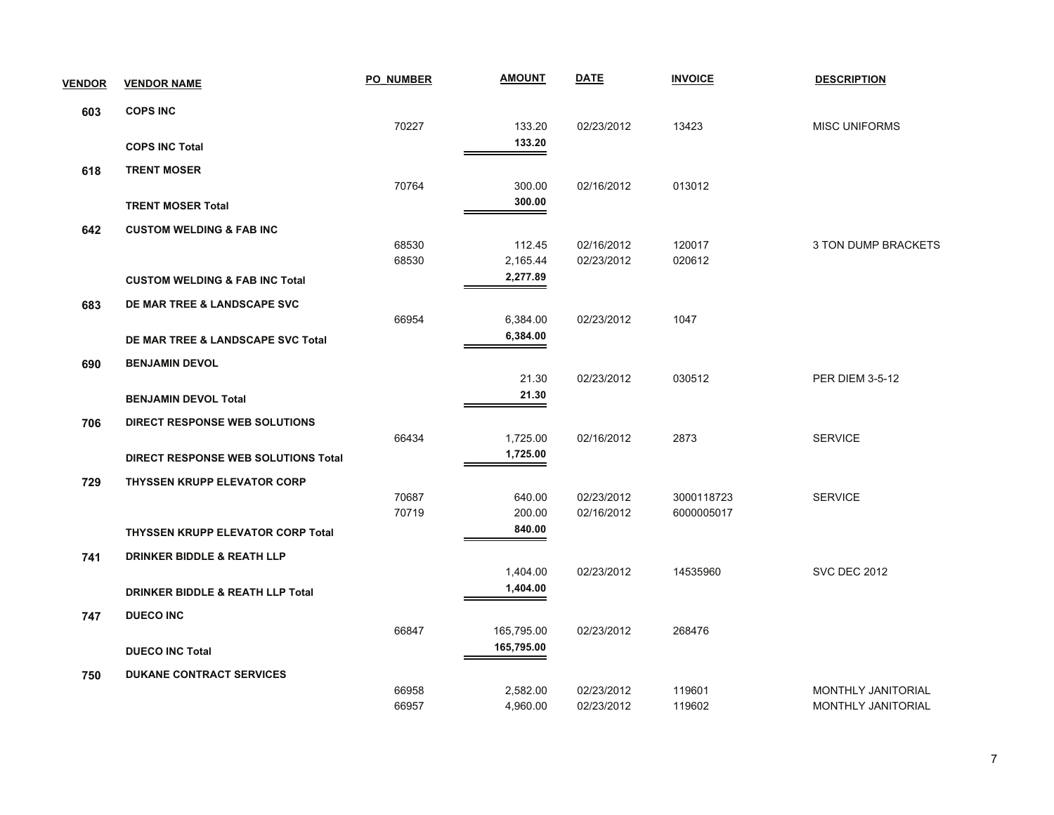| VENDOR | VENDOR NAME | PO_NUMBER | AMOUNT | DATE | INVOICE | DESCRIPTION |
|---|---|---|---|---|---|---|
| **603** | **COPS INC** | | | | | |
| | | 70227 | 133.20 | 02/23/2012 | 13423 | MISC UNIFORMS |
| | **COPS INC Total** | | **133.20** | | | |
| **618** | **TRENT MOSER** | | | | | |
| | | 70764 | 300.00 | 02/16/2012 | 013012 | |
| | **TRENT MOSER Total** | | **300.00** | | | |
| **642** | **CUSTOM WELDING & FAB INC** | | | | | |
| | | 68530 | 112.45 | 02/16/2012 | 120017 | 3 TON DUMP BRACKETS |
| | | 68530 | 2,165.44 | 02/23/2012 | 020612 | |
| | **CUSTOM WELDING & FAB INC Total** | | **2,277.89** | | | |
| **683** | **DE MAR TREE & LANDSCAPE SVC** | | | | | |
| | | 66954 | 6,384.00 | 02/23/2012 | 1047 | |
| | **DE MAR TREE & LANDSCAPE SVC Total** | | **6,384.00** | | | |
| **690** | **BENJAMIN DEVOL** | | | | | |
| | | | 21.30 | 02/23/2012 | 030512 | PER DIEM 3-5-12 |
| | **BENJAMIN DEVOL Total** | | **21.30** | | | |
| **706** | **DIRECT RESPONSE WEB SOLUTIONS** | | | | | |
| | | 66434 | 1,725.00 | 02/16/2012 | 2873 | SERVICE |
| | **DIRECT RESPONSE WEB SOLUTIONS Total** | | **1,725.00** | | | |
| **729** | **THYSSEN KRUPP ELEVATOR CORP** | | | | | |
| | | 70687 | 640.00 | 02/23/2012 | 3000118723 | SERVICE |
| | | 70719 | 200.00 | 02/16/2012 | 6000005017 | |
| | **THYSSEN KRUPP ELEVATOR CORP Total** | | **840.00** | | | |
| **741** | **DRINKER BIDDLE & REATH LLP** | | | | | |
| | | | 1,404.00 | 02/23/2012 | 14535960 | SVC DEC 2012 |
| | **DRINKER BIDDLE & REATH LLP Total** | | **1,404.00** | | | |
| **747** | **DUECO INC** | | | | | |
| | | 66847 | 165,795.00 | 02/23/2012 | 268476 | |
| | **DUECO INC Total** | | **165,795.00** | | | |
| **750** | **DUKANE CONTRACT SERVICES** | | | | | |
| | | 66958 | 2,582.00 | 02/23/2012 | 119601 | MONTHLY JANITORIAL |
| | | 66957 | 4,960.00 | 02/23/2012 | 119602 | MONTHLY JANITORIAL |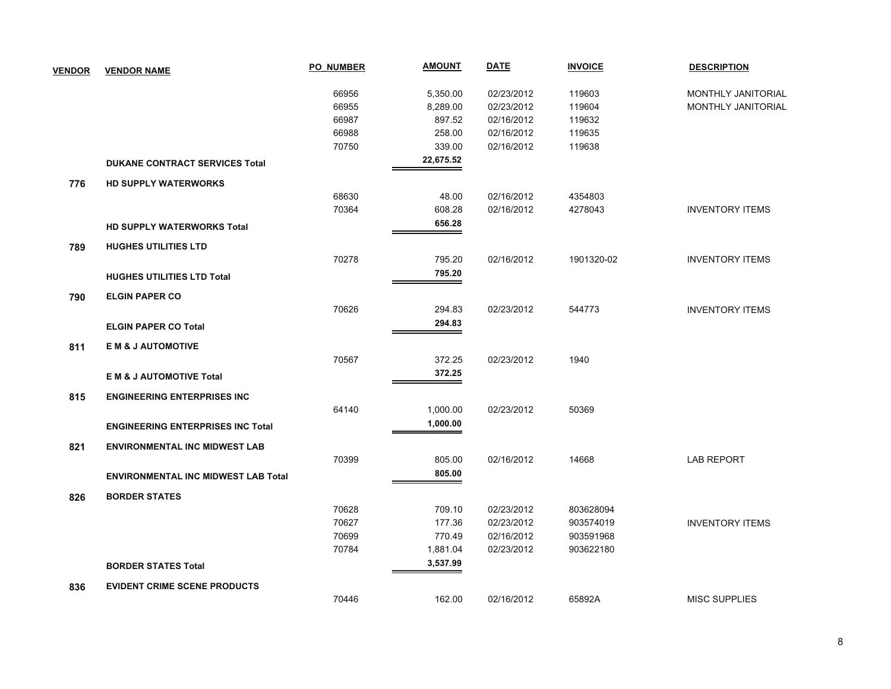| VENDOR | VENDOR NAME | PO_NUMBER | AMOUNT | DATE | INVOICE | DESCRIPTION |
|---|---|---|---|---|---|---|
| | | 66956 | 5,350.00 | 02/23/2012 | 119603 | MONTHLY JANITORIAL |
| | | 66955 | 8,289.00 | 02/23/2012 | 119604 | MONTHLY JANITORIAL |
| | | 66987 | 897.52 | 02/16/2012 | 119632 | |
| | | 66988 | 258.00 | 02/16/2012 | 119635 | |
| | | 70750 | 339.00 | 02/16/2012 | 119638 | |
| | **DUKANE CONTRACT SERVICES Total** | | **22,675.52** | | | |
| **776** | **HD SUPPLY WATERWORKS** | | | | | |
| | | 68630 | 48.00 | 02/16/2012 | 4354803 | |
| | | 70364 | 608.28 | 02/16/2012 | 4278043 | INVENTORY ITEMS |
| | **HD SUPPLY WATERWORKS Total** | | **656.28** | | | |
| **789** | **HUGHES UTILITIES LTD** | | | | | |
| | | 70278 | 795.20 | 02/16/2012 | 1901320-02 | INVENTORY ITEMS |
| | **HUGHES UTILITIES LTD Total** | | **795.20** | | | |
| **790** | **ELGIN PAPER CO** | | | | | |
| | | 70626 | 294.83 | 02/23/2012 | 544773 | INVENTORY ITEMS |
| | **ELGIN PAPER CO Total** | | **294.83** | | | |
| **811** | **E M & J AUTOMOTIVE** | | | | | |
| | | 70567 | 372.25 | 02/23/2012 | 1940 | |
| | **E M & J AUTOMOTIVE Total** | | **372.25** | | | |
| **815** | **ENGINEERING ENTERPRISES INC** | | | | | |
| | | 64140 | 1,000.00 | 02/23/2012 | 50369 | |
| | **ENGINEERING ENTERPRISES INC Total** | | **1,000.00** | | | |
| **821** | **ENVIRONMENTAL INC MIDWEST LAB** | | | | | |
| | | 70399 | 805.00 | 02/16/2012 | 14668 | LAB REPORT |
| | **ENVIRONMENTAL INC MIDWEST LAB Total** | | **805.00** | | | |
| **826** | **BORDER STATES** | | | | | |
| | | 70628 | 709.10 | 02/23/2012 | 803628094 | |
| | | 70627 | 177.36 | 02/23/2012 | 903574019 | INVENTORY ITEMS |
| | | 70699 | 770.49 | 02/16/2012 | 903591968 | |
| | | 70784 | 1,881.04 | 02/23/2012 | 903622180 | |
| | **BORDER STATES Total** | | **3,537.99** | | | |
| **836** | **EVIDENT CRIME SCENE PRODUCTS** | | | | | |
| | | 70446 | 162.00 | 02/16/2012 | 65892A | MISC SUPPLIES |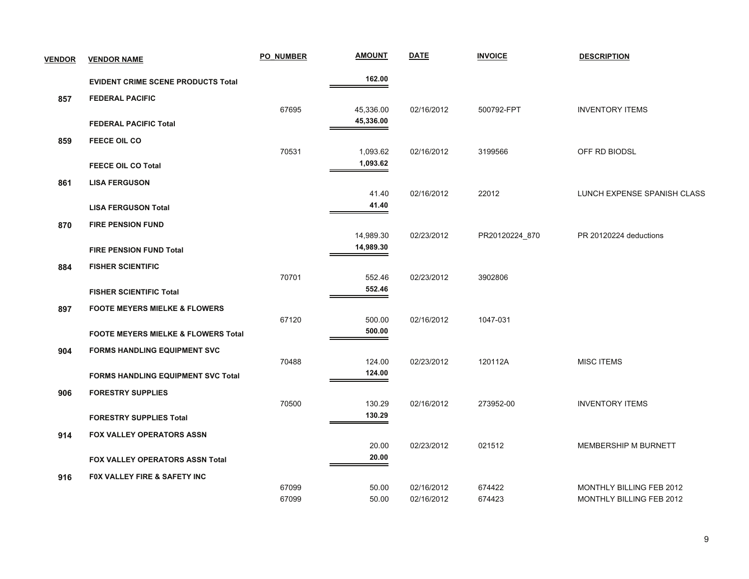| VENDOR | VENDOR NAME | PO_NUMBER | AMOUNT | DATE | INVOICE | DESCRIPTION |
|---|---|---|---|---|---|---|
| | **EVIDENT CRIME SCENE PRODUCTS Total** | | **162.00** | | | |
| **857** | **FEDERAL PACIFIC** | | | | | |
| | | 67695 | 45,336.00 | 02/16/2012 | 500792-FPT | INVENTORY ITEMS |
| | **FEDERAL PACIFIC Total** | | **45,336.00** | | | |
| **859** | **FEECE OIL CO** | | | | | |
| | | 70531 | 1,093.62 | 02/16/2012 | 3199566 | OFF RD BIODSL |
| | **FEECE OIL CO Total** | | **1,093.62** | | | |
| **861** | **LISA FERGUSON** | | | | | |
| | | | 41.40 | 02/16/2012 | 22012 | LUNCH EXPENSE SPANISH CLASS |
| | **LISA FERGUSON Total** | | **41.40** | | | |
| **870** | **FIRE PENSION FUND** | | | | | |
| | | | 14,989.30 | 02/23/2012 | PR20120224_870 | PR 20120224 deductions |
| | **FIRE PENSION FUND Total** | | **14,989.30** | | | |
| **884** | **FISHER SCIENTIFIC** | | | | | |
| | | 70701 | 552.46 | 02/23/2012 | 3902806 | |
| | **FISHER SCIENTIFIC Total** | | **552.46** | | | |
| **897** | **FOOTE MEYERS MIELKE & FLOWERS** | | | | | |
| | | 67120 | 500.00 | 02/16/2012 | 1047-031 | |
| | **FOOTE MEYERS MIELKE & FLOWERS Total** | | **500.00** | | | |
| **904** | **FORMS HANDLING EQUIPMENT SVC** | | | | | |
| | | 70488 | 124.00 | 02/23/2012 | 120112A | MISC ITEMS |
| | **FORMS HANDLING EQUIPMENT SVC Total** | | **124.00** | | | |
| **906** | **FORESTRY SUPPLIES** | | | | | |
| | | 70500 | 130.29 | 02/16/2012 | 273952-00 | INVENTORY ITEMS |
| | **FORESTRY SUPPLIES Total** | | **130.29** | | | |
| **914** | **FOX VALLEY OPERATORS ASSN** | | | | | |
| | | | 20.00 | 02/23/2012 | 021512 | MEMBERSHIP M BURNETT |
| | **FOX VALLEY OPERATORS ASSN Total** | | **20.00** | | | |
| **916** | **F0X VALLEY FIRE & SAFETY INC** | | | | | |
| | | 67099 | 50.00 | 02/16/2012 | 674422 | MONTHLY BILLING FEB 2012 |
| | | 67099 | 50.00 | 02/16/2012 | 674423 | MONTHLY BILLING FEB 2012 |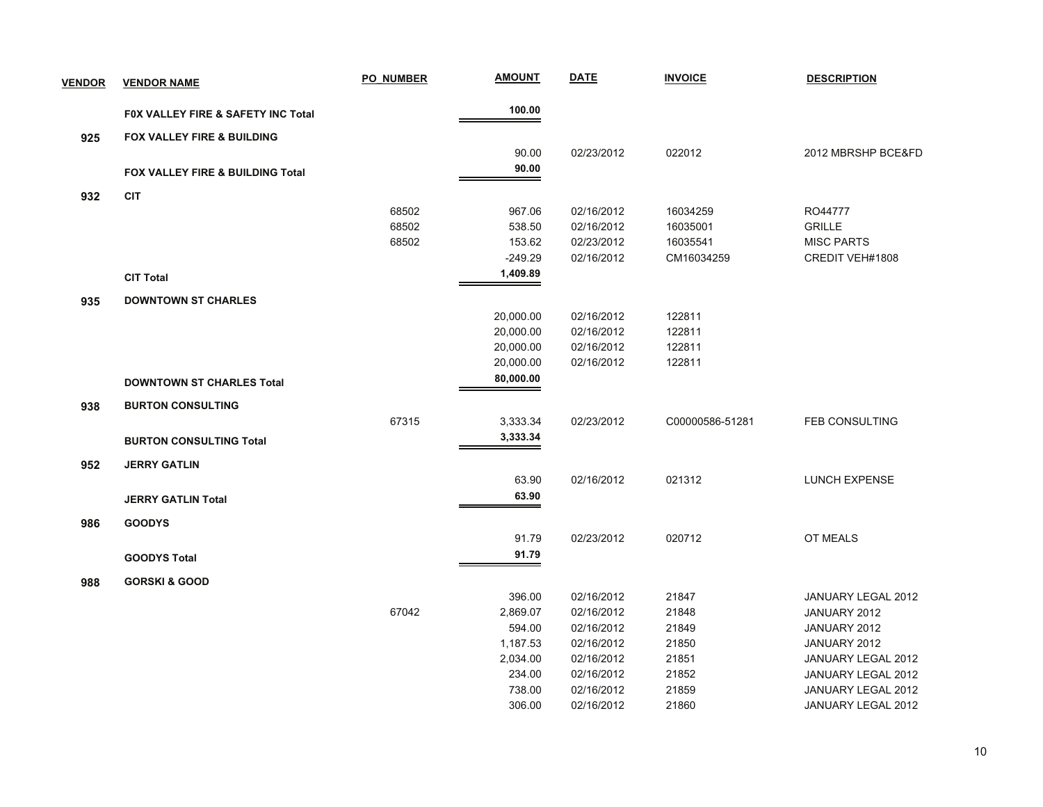| VENDOR | VENDOR NAME | PO_NUMBER | AMOUNT | DATE | INVOICE | DESCRIPTION |
|---|---|---|---|---|---|---|
| | **F0X VALLEY FIRE & SAFETY INC Total** | | **100.00** | | | |
| **925** | **FOX VALLEY FIRE & BUILDING** | | | | | |
| | | | 90.00 | 02/23/2012 | 022012 | 2012 MBRSHP BCE&FD |
| | **FOX VALLEY FIRE & BUILDING Total** | | **90.00** | | | |
| **932** | **CIT** | | | | | |
| | | 68502 | 967.06 | 02/16/2012 | 16034259 | RO44777 |
| | | 68502 | 538.50 | 02/16/2012 | 16035001 | GRILLE |
| | | 68502 | 153.62 | 02/23/2012 | 16035541 | MISC PARTS |
| | | | -249.29 | 02/16/2012 | CM16034259 | CREDIT VEH#1808 |
| | **CIT Total** | | **1,409.89** | | | |
| **935** | **DOWNTOWN ST CHARLES** | | | | | |
| | | | 20,000.00 | 02/16/2012 | 122811 | |
| | | | 20,000.00 | 02/16/2012 | 122811 | |
| | | | 20,000.00 | 02/16/2012 | 122811 | |
| | | | 20,000.00 | 02/16/2012 | 122811 | |
| | **DOWNTOWN ST CHARLES Total** | | **80,000.00** | | | |
| **938** | **BURTON CONSULTING** | | | | | |
| | | 67315 | 3,333.34 | 02/23/2012 | C00000586-51281 | FEB CONSULTING |
| | **BURTON CONSULTING Total** | | **3,333.34** | | | |
| **952** | **JERRY GATLIN** | | | | | |
| | | | 63.90 | 02/16/2012 | 021312 | LUNCH EXPENSE |
| | **JERRY GATLIN Total** | | **63.90** | | | |
| **986** | **GOODYS** | | | | | |
| | | | 91.79 | 02/23/2012 | 020712 | OT MEALS |
| | **GOODYS Total** | | **91.79** | | | |
| **988** | **GORSKI & GOOD** | | | | | |
| | | | 396.00 | 02/16/2012 | 21847 | JANUARY LEGAL 2012 |
| | | 67042 | 2,869.07 | 02/16/2012 | 21848 | JANUARY 2012 |
| | | | 594.00 | 02/16/2012 | 21849 | JANUARY 2012 |
| | | | 1,187.53 | 02/16/2012 | 21850 | JANUARY 2012 |
| | | | 2,034.00 | 02/16/2012 | 21851 | JANUARY LEGAL 2012 |
| | | | 234.00 | 02/16/2012 | 21852 | JANUARY LEGAL 2012 |
| | | | 738.00 | 02/16/2012 | 21859 | JANUARY LEGAL 2012 |
| | | | 306.00 | 02/16/2012 | 21860 | JANUARY LEGAL 2012 |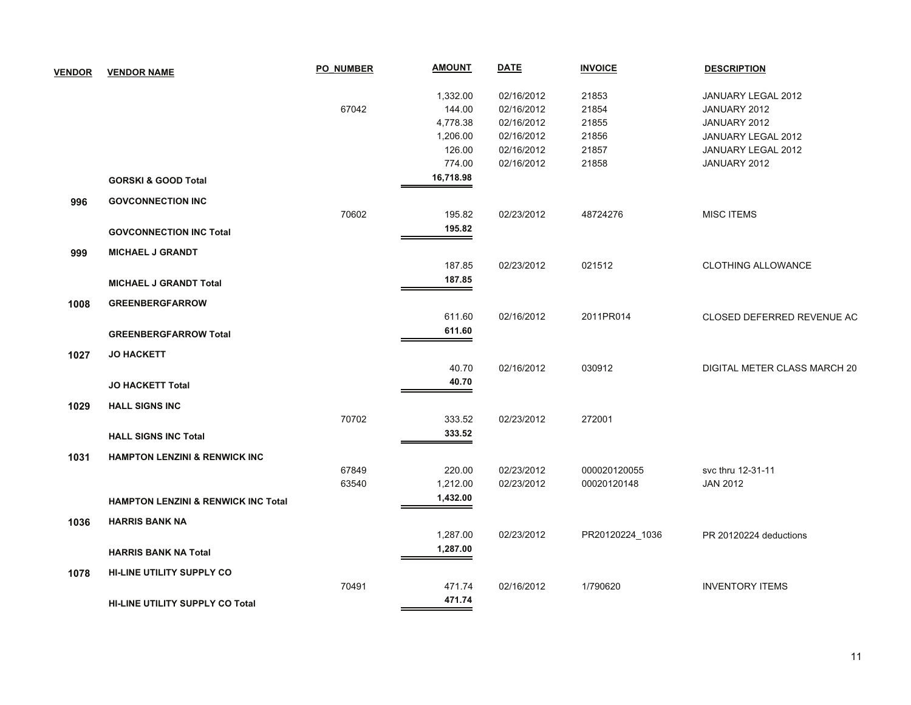| VENDOR | VENDOR NAME | PO_NUMBER | AMOUNT | DATE | INVOICE | DESCRIPTION |
|---|---|---|---|---|---|---|
| | | | 1,332.00 | 02/16/2012 | 21853 | JANUARY LEGAL 2012 |
| | | 67042 | 144.00 | 02/16/2012 | 21854 | JANUARY 2012 |
| | | | 4,778.38 | 02/16/2012 | 21855 | JANUARY 2012 |
| | | | 1,206.00 | 02/16/2012 | 21856 | JANUARY LEGAL 2012 |
| | | | 126.00 | 02/16/2012 | 21857 | JANUARY LEGAL 2012 |
| | | | 774.00 | 02/16/2012 | 21858 | JANUARY 2012 |
| | **GORSKI & GOOD Total** | | **16,718.98** | | | |
| **996** | **GOVCONNECTION INC** | | | | | |
| | | 70602 | 195.82 | 02/23/2012 | 48724276 | MISC ITEMS |
| | **GOVCONNECTION INC Total** | | **195.82** | | | |
| **999** | **MICHAEL J GRANDT** | | | | | |
| | | | 187.85 | 02/23/2012 | 021512 | CLOTHING ALLOWANCE |
| | **MICHAEL J GRANDT Total** | | **187.85** | | | |
| **1008** | **GREENBERGFARROW** | | | | | |
| | | | 611.60 | 02/16/2012 | 2011PR014 | CLOSED DEFERRED REVENUE AC |
| | **GREENBERGFARROW Total** | | **611.60** | | | |
| **1027** | **JO HACKETT** | | | | | |
| | | | 40.70 | 02/16/2012 | 030912 | DIGITAL METER CLASS MARCH 20 |
| | **JO HACKETT Total** | | **40.70** | | | |
| **1029** | **HALL SIGNS INC** | | | | | |
| | | 70702 | 333.52 | 02/23/2012 | 272001 | |
| | **HALL SIGNS INC Total** | | **333.52** | | | |
| **1031** | **HAMPTON LENZINI & RENWICK INC** | | | | | |
| | | 67849 | 220.00 | 02/23/2012 | 000020120055 | svc thru 12-31-11 |
| | | 63540 | 1,212.00 | 02/23/2012 | 00020120148 | JAN 2012 |
| | **HAMPTON LENZINI & RENWICK INC Total** | | **1,432.00** | | | |
| **1036** | **HARRIS BANK NA** | | | | | |
| | | | 1,287.00 | 02/23/2012 | PR20120224_1036 | PR 20120224 deductions |
| | **HARRIS BANK NA Total** | | **1,287.00** | | | |
| **1078** | **HI-LINE UTILITY SUPPLY CO** | | | | | |
| | | 70491 | 471.74 | 02/16/2012 | 1/790620 | INVENTORY ITEMS |
| | **HI-LINE UTILITY SUPPLY CO Total** | | **471.74** | | | |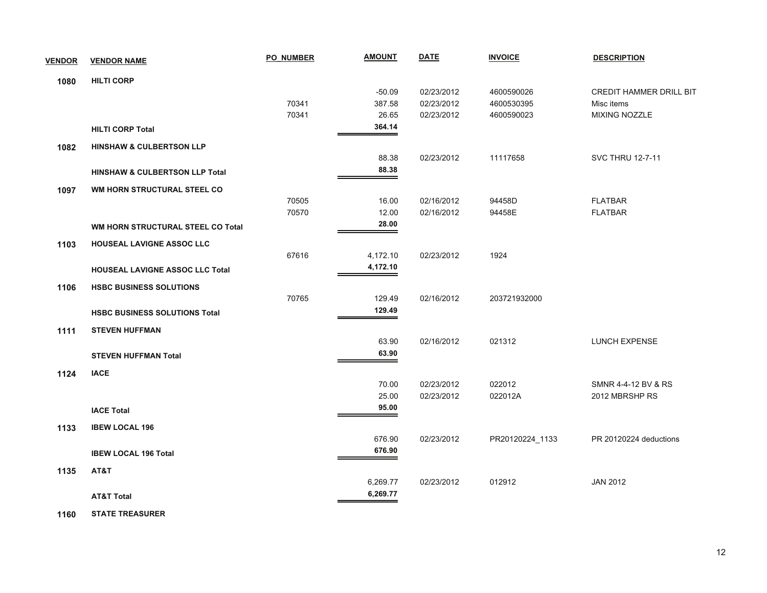| VENDOR | VENDOR NAME | PO_NUMBER | AMOUNT | DATE | INVOICE | DESCRIPTION |
|---|---|---|---|---|---|---|
| 1080 | **HILTI CORP** | | | | | |
| | | | -50.09 | 02/23/2012 | 4600590026 | CREDIT HAMMER DRILL BIT |
| | | 70341 | 387.58 | 02/23/2012 | 4600530395 | Misc items |
| | | 70341 | 26.65 | 02/23/2012 | 4600590023 | MIXING NOZZLE |
| | **HILTI CORP Total** | | **364.14** | | | |
| 1082 | **HINSHAW & CULBERTSON LLP** | | | | | |
| | | | 88.38 | 02/23/2012 | 11117658 | SVC THRU 12-7-11 |
| | **HINSHAW & CULBERTSON LLP Total** | | **88.38** | | | |
| 1097 | **WM HORN STRUCTURAL STEEL CO** | | | | | |
| | | 70505 | 16.00 | 02/16/2012 | 94458D | FLATBAR |
| | | 70570 | 12.00 | 02/16/2012 | 94458E | FLATBAR |
| | **WM HORN STRUCTURAL STEEL CO Total** | | **28.00** | | | |
| 1103 | **HOUSEAL LAVIGNE ASSOC LLC** | | | | | |
| | | 67616 | 4,172.10 | 02/23/2012 | 1924 | |
| | **HOUSEAL LAVIGNE ASSOC LLC Total** | | **4,172.10** | | | |
| 1106 | **HSBC BUSINESS SOLUTIONS** | | | | | |
| | | 70765 | 129.49 | 02/16/2012 | 203721932000 | |
| | **HSBC BUSINESS SOLUTIONS Total** | | **129.49** | | | |
| 1111 | **STEVEN HUFFMAN** | | | | | |
| | | | 63.90 | 02/16/2012 | 021312 | LUNCH EXPENSE |
| | **STEVEN HUFFMAN Total** | | **63.90** | | | |
| 1124 | **IACE** | | | | | |
| | | | 70.00 | 02/23/2012 | 022012 | SMNR 4-4-12 BV & RS |
| | | | 25.00 | 02/23/2012 | 022012A | 2012 MBRSHP RS |
| | **IACE Total** | | **95.00** | | | |
| 1133 | **IBEW LOCAL 196** | | | | | |
| | | | 676.90 | 02/23/2012 | PR20120224_1133 | PR 20120224 deductions |
| | **IBEW LOCAL 196 Total** | | **676.90** | | | |
| 1135 | **AT&T** | | | | | |
| | | | 6,269.77 | 02/23/2012 | 012912 | JAN 2012 |
| | **AT&T Total** | | **6,269.77** | | | |
| 1160 | **STATE TREASURER** | | | | | |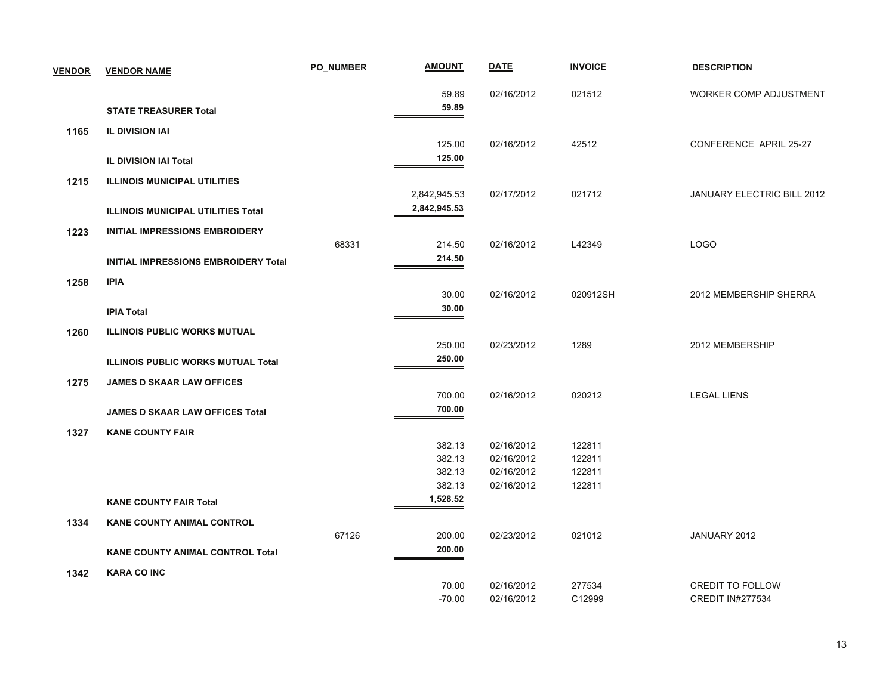| VENDOR | VENDOR NAME | PO_NUMBER | AMOUNT | DATE | INVOICE | DESCRIPTION |
|---|---|---|---|---|---|---|
| | | | 59.89 | 02/16/2012 | 021512 | WORKER COMP ADJUSTMENT |
| | **STATE TREASURER Total** | | **59.89** | | | |
| **1165** | **IL DIVISION IAI** | | | | | |
| | | | 125.00 | 02/16/2012 | 42512 | CONFERENCE APRIL 25-27 |
| | **IL DIVISION IAI Total** | | **125.00** | | | |
| **1215** | **ILLINOIS MUNICIPAL UTILITIES** | | | | | |
| | | | 2,842,945.53 | 02/17/2012 | 021712 | JANUARY ELECTRIC BILL 2012 |
| | **ILLINOIS MUNICIPAL UTILITIES Total** | | **2,842,945.53** | | | |
| **1223** | **INITIAL IMPRESSIONS EMBROIDERY** | | | | | |
| | | 68331 | 214.50 | 02/16/2012 | L42349 | LOGO |
| | **INITIAL IMPRESSIONS EMBROIDERY Total** | | **214.50** | | | |
| **1258** | **IPIA** | | | | | |
| | | | 30.00 | 02/16/2012 | 020912SH | 2012 MEMBERSHIP SHERRA |
| | **IPIA Total** | | **30.00** | | | |
| **1260** | **ILLINOIS PUBLIC WORKS MUTUAL** | | | | | |
| | | | 250.00 | 02/23/2012 | 1289 | 2012 MEMBERSHIP |
| | **ILLINOIS PUBLIC WORKS MUTUAL Total** | | **250.00** | | | |
| **1275** | **JAMES D SKAAR LAW OFFICES** | | | | | |
| | | | 700.00 | 02/16/2012 | 020212 | LEGAL LIENS |
| | **JAMES D SKAAR LAW OFFICES Total** | | **700.00** | | | |
| **1327** | **KANE COUNTY FAIR** | | | | | |
| | | | 382.13 | 02/16/2012 | 122811 | |
| | | | 382.13 | 02/16/2012 | 122811 | |
| | | | 382.13 | 02/16/2012 | 122811 | |
| | | | 382.13 | 02/16/2012 | 122811 | |
| | **KANE COUNTY FAIR Total** | | **1,528.52** | | | |
| **1334** | **KANE COUNTY ANIMAL CONTROL** | | | | | |
| | | 67126 | 200.00 | 02/23/2012 | 021012 | JANUARY 2012 |
| | **KANE COUNTY ANIMAL CONTROL Total** | | **200.00** | | | |
| **1342** | **KARA CO INC** | | | | | |
| | | | 70.00 | 02/16/2012 | 277534 | CREDIT TO FOLLOW |
| | | | -70.00 | 02/16/2012 | C12999 | CREDIT IN#277534 |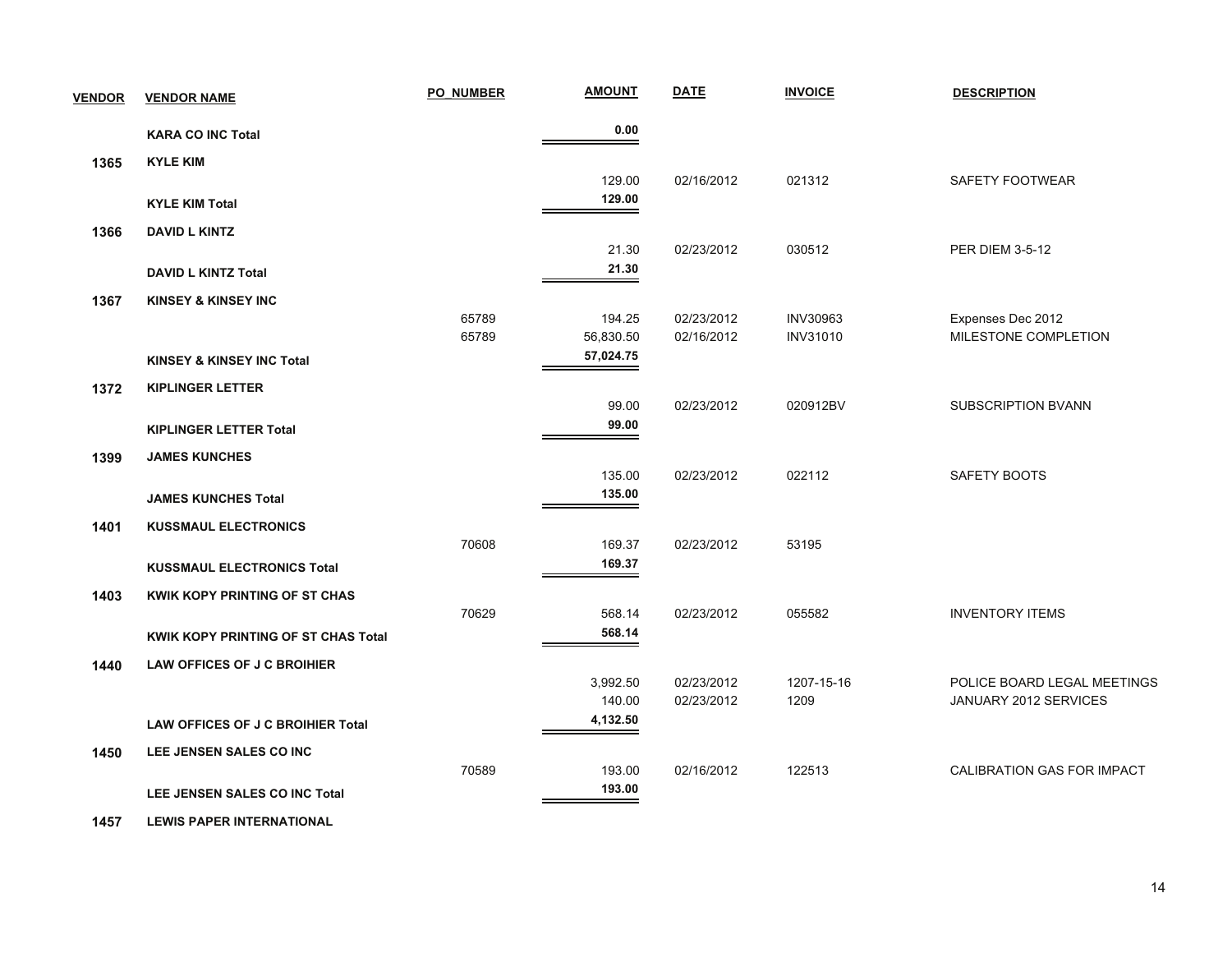| VENDOR | VENDOR NAME | PO_NUMBER | AMOUNT | DATE | INVOICE | DESCRIPTION |
|---|---|---|---|---|---|---|
| | **KARA CO INC Total** | | **0.00** | | | |
| 1365 | **KYLE KIM** | | | | | |
| | | | 129.00 | 02/16/2012 | 021312 | SAFETY FOOTWEAR |
| | **KYLE KIM Total** | | **129.00** | | | |
| 1366 | **DAVID L KINTZ** | | | | | |
| | | | 21.30 | 02/23/2012 | 030512 | PER DIEM 3-5-12 |
| | **DAVID L KINTZ Total** | | **21.30** | | | |
| 1367 | **KINSEY & KINSEY INC** | | | | | |
| | | 65789 | 194.25 | 02/23/2012 | INV30963 | Expenses Dec 2012 |
| | | 65789 | 56,830.50 | 02/16/2012 | INV31010 | MILESTONE COMPLETION |
| | **KINSEY & KINSEY INC Total** | | **57,024.75** | | | |
| 1372 | **KIPLINGER LETTER** | | | | | |
| | | | 99.00 | 02/23/2012 | 020912BV | SUBSCRIPTION BVANN |
| | **KIPLINGER LETTER Total** | | **99.00** | | | |
| 1399 | **JAMES KUNCHES** | | | | | |
| | | | 135.00 | 02/23/2012 | 022112 | SAFETY BOOTS |
| | **JAMES KUNCHES Total** | | **135.00** | | | |
| 1401 | **KUSSMAUL ELECTRONICS** | | | | | |
| | | 70608 | 169.37 | 02/23/2012 | 53195 | |
| | **KUSSMAUL ELECTRONICS Total** | | **169.37** | | | |
| 1403 | **KWIK KOPY PRINTING OF ST CHAS** | | | | | |
| | | 70629 | 568.14 | 02/23/2012 | 055582 | INVENTORY ITEMS |
| | **KWIK KOPY PRINTING OF ST CHAS Total** | | **568.14** | | | |
| 1440 | **LAW OFFICES OF J C BROIHIER** | | | | | |
| | | | 3,992.50 | 02/23/2012 | 1207-15-16 | POLICE BOARD LEGAL MEETINGS |
| | | | 140.00 | 02/23/2012 | 1209 | JANUARY 2012 SERVICES |
| | **LAW OFFICES OF J C BROIHIER Total** | | **4,132.50** | | | |
| 1450 | **LEE JENSEN SALES CO INC** | | | | | |
| | | 70589 | 193.00 | 02/16/2012 | 122513 | CALIBRATION GAS FOR IMPACT |
| | **LEE JENSEN SALES CO INC Total** | | **193.00** | | | |
| 1457 | **LEWIS PAPER INTERNATIONAL** | | | | | |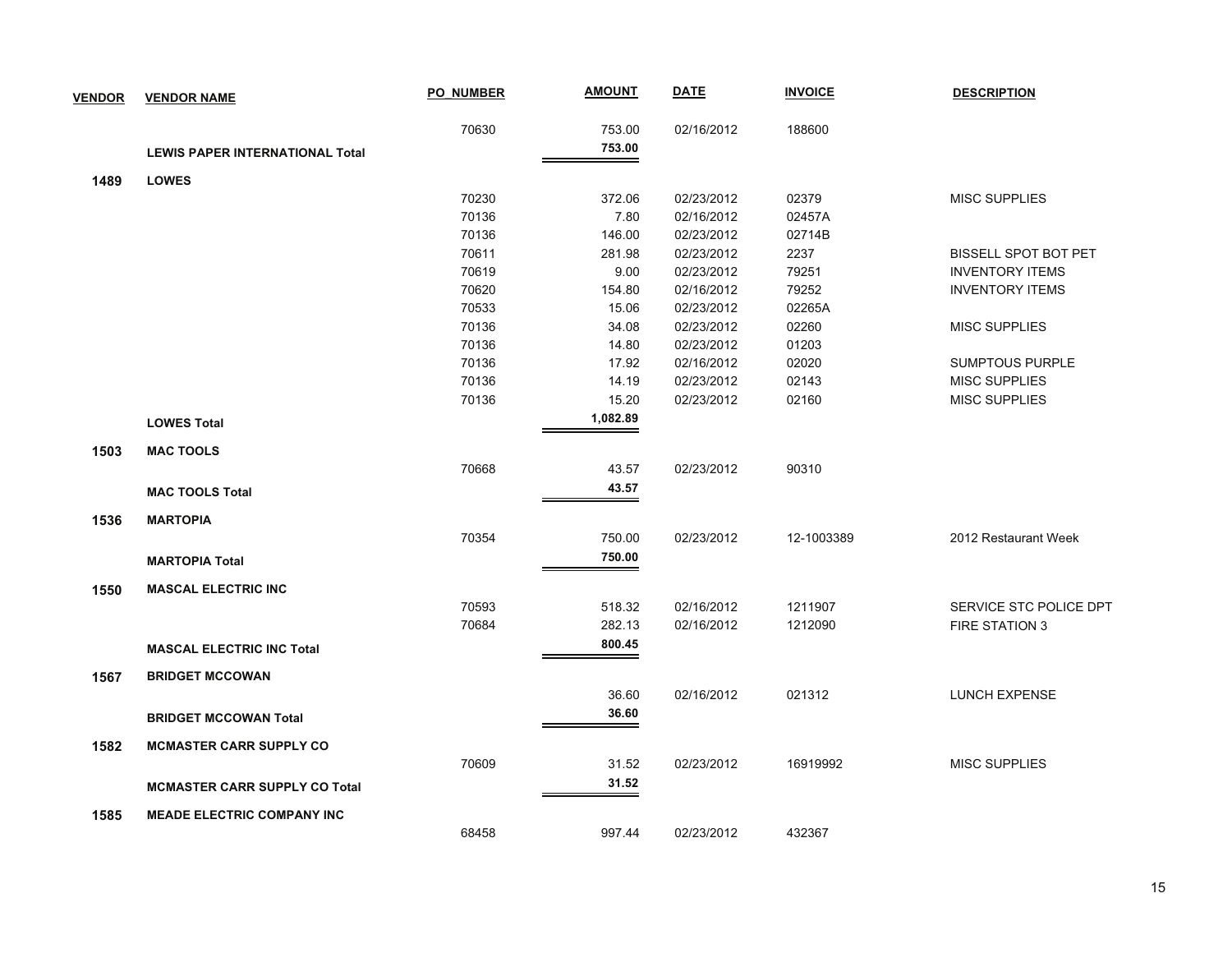| VENDOR | VENDOR NAME | PO_NUMBER | AMOUNT | DATE | INVOICE | DESCRIPTION |
|---|---|---|---|---|---|---|
| | | 70630 | 753.00 | 02/16/2012 | 188600 | |
| | **LEWIS PAPER INTERNATIONAL Total** | | **753.00** | | | |
| **1489** | **LOWES** | | | | | |
| | | 70230 | 372.06 | 02/23/2012 | 02379 | MISC SUPPLIES |
| | | 70136 | 7.80 | 02/16/2012 | 02457A | |
| | | 70136 | 146.00 | 02/23/2012 | 02714B | |
| | | 70611 | 281.98 | 02/23/2012 | 2237 | BISSELL SPOT BOT PET |
| | | 70619 | 9.00 | 02/23/2012 | 79251 | INVENTORY ITEMS |
| | | 70620 | 154.80 | 02/16/2012 | 79252 | INVENTORY ITEMS |
| | | 70533 | 15.06 | 02/23/2012 | 02265A | |
| | | 70136 | 34.08 | 02/23/2012 | 02260 | MISC SUPPLIES |
| | | 70136 | 14.80 | 02/23/2012 | 01203 | |
| | | 70136 | 17.92 | 02/16/2012 | 02020 | SUMPTOUS PURPLE |
| | | 70136 | 14.19 | 02/23/2012 | 02143 | MISC SUPPLIES |
| | | 70136 | 15.20 | 02/23/2012 | 02160 | MISC SUPPLIES |
| | **LOWES Total** | | **1,082.89** | | | |
| **1503** | **MAC TOOLS** | | | | | |
| | | 70668 | 43.57 | 02/23/2012 | 90310 | |
| | **MAC TOOLS Total** | | **43.57** | | | |
| **1536** | **MARTOPIA** | | | | | |
| | | 70354 | 750.00 | 02/23/2012 | 12-1003389 | 2012 Restaurant Week |
| | **MARTOPIA Total** | | **750.00** | | | |
| **1550** | **MASCAL ELECTRIC INC** | | | | | |
| | | 70593 | 518.32 | 02/16/2012 | 1211907 | SERVICE STC POLICE DPT |
| | | 70684 | 282.13 | 02/16/2012 | 1212090 | FIRE STATION 3 |
| | **MASCAL ELECTRIC INC Total** | | **800.45** | | | |
| **1567** | **BRIDGET MCCOWAN** | | | | | |
| | | | 36.60 | 02/16/2012 | 021312 | LUNCH EXPENSE |
| | **BRIDGET MCCOWAN Total** | | **36.60** | | | |
| **1582** | **MCMASTER CARR SUPPLY CO** | | | | | |
| | | 70609 | 31.52 | 02/23/2012 | 16919992 | MISC SUPPLIES |
| | **MCMASTER CARR SUPPLY CO Total** | | **31.52** | | | |
| **1585** | **MEADE ELECTRIC COMPANY INC** | | | | | |
| | | 68458 | 997.44 | 02/23/2012 | 432367 | |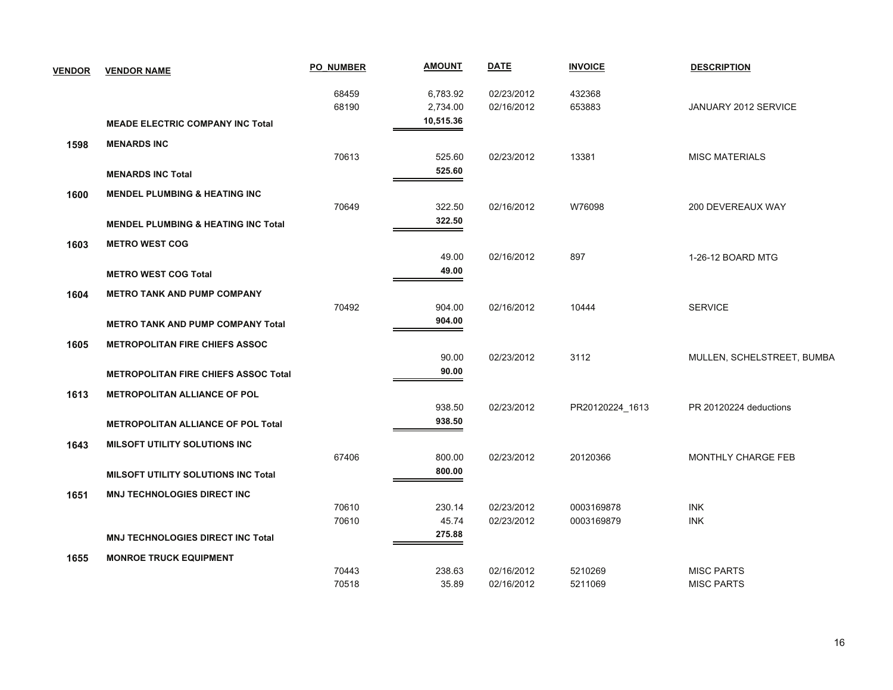| VENDOR | VENDOR NAME | PO_NUMBER | AMOUNT | DATE | INVOICE | DESCRIPTION |
|---|---|---|---|---|---|---|
| | | 68459 | 6,783.92 | 02/23/2012 | 432368 | |
| | | 68190 | 2,734.00 | 02/16/2012 | 653883 | JANUARY 2012 SERVICE |
| | **MEADE ELECTRIC COMPANY INC Total** | | **10,515.36** | | | |
| **1598** | **MENARDS INC** | | | | | |
| | | 70613 | 525.60 | 02/23/2012 | 13381 | MISC MATERIALS |
| | **MENARDS INC Total** | | **525.60** | | | |
| **1600** | **MENDEL PLUMBING & HEATING INC** | | | | | |
| | | 70649 | 322.50 | 02/16/2012 | W76098 | 200 DEVEREAUX WAY |
| | **MENDEL PLUMBING & HEATING INC Total** | | **322.50** | | | |
| **1603** | **METRO WEST COG** | | | | | |
| | | | 49.00 | 02/16/2012 | 897 | 1-26-12 BOARD MTG |
| | **METRO WEST COG Total** | | **49.00** | | | |
| **1604** | **METRO TANK AND PUMP COMPANY** | | | | | |
| | | 70492 | 904.00 | 02/16/2012 | 10444 | SERVICE |
| | **METRO TANK AND PUMP COMPANY Total** | | **904.00** | | | |
| **1605** | **METROPOLITAN FIRE CHIEFS ASSOC** | | | | | |
| | | | 90.00 | 02/23/2012 | 3112 | MULLEN, SCHELSTREET, BUMBA |
| | **METROPOLITAN FIRE CHIEFS ASSOC Total** | | **90.00** | | | |
| **1613** | **METROPOLITAN ALLIANCE OF POL** | | | | | |
| | | | 938.50 | 02/23/2012 | PR20120224_1613 | PR 20120224 deductions |
| | **METROPOLITAN ALLIANCE OF POL Total** | | **938.50** | | | |
| **1643** | **MILSOFT UTILITY SOLUTIONS INC** | | | | | |
| | | 67406 | 800.00 | 02/23/2012 | 20120366 | MONTHLY CHARGE FEB |
| | **MILSOFT UTILITY SOLUTIONS INC Total** | | **800.00** | | | |
| **1651** | **MNJ TECHNOLOGIES DIRECT INC** | | | | | |
| | | 70610 | 230.14 | 02/23/2012 | 0003169878 | INK |
| | | 70610 | 45.74 | 02/23/2012 | 0003169879 | INK |
| | **MNJ TECHNOLOGIES DIRECT INC Total** | | **275.88** | | | |
| **1655** | **MONROE TRUCK EQUIPMENT** | | | | | |
| | | 70443 | 238.63 | 02/16/2012 | 5210269 | MISC PARTS |
| | | 70518 | 35.89 | 02/16/2012 | 5211069 | MISC PARTS |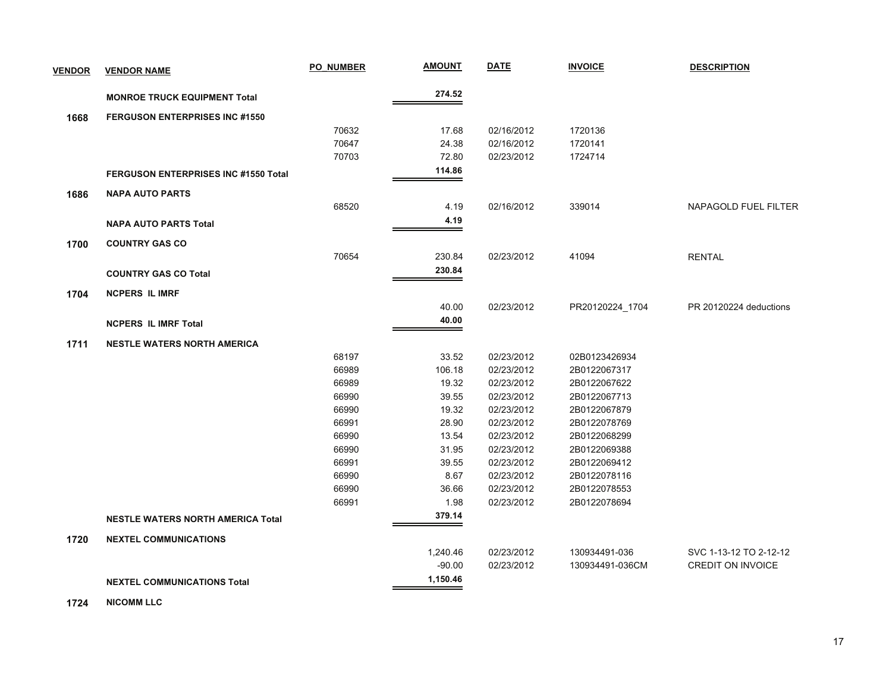| VENDOR | VENDOR NAME | PO_NUMBER | AMOUNT | DATE | INVOICE | DESCRIPTION |
|---|---|---|---|---|---|---|
| | **MONROE TRUCK EQUIPMENT Total** | | **274.52** | | | |
| **1668** | **FERGUSON ENTERPRISES INC #1550** | | | | | |
| | | 70632 | 17.68 | 02/16/2012 | 1720136 | |
| | | 70647 | 24.38 | 02/16/2012 | 1720141 | |
| | | 70703 | 72.80 | 02/23/2012 | 1724714 | |
| | **FERGUSON ENTERPRISES INC #1550 Total** | | **114.86** | | | |
| **1686** | **NAPA AUTO PARTS** | | | | | |
| | | 68520 | 4.19 | 02/16/2012 | 339014 | NAPAGOLD FUEL FILTER |
| | **NAPA AUTO PARTS Total** | | **4.19** | | | |
| **1700** | **COUNTRY GAS CO** | | | | | |
| | | 70654 | 230.84 | 02/23/2012 | 41094 | RENTAL |
| | **COUNTRY GAS CO Total** | | **230.84** | | | |
| **1704** | **NCPERS IL IMRF** | | | | | |
| | | | 40.00 | 02/23/2012 | PR20120224_1704 | PR 20120224 deductions |
| | **NCPERS IL IMRF Total** | | **40.00** | | | |
| **1711** | **NESTLE WATERS NORTH AMERICA** | | | | | |
| | | 68197 | 33.52 | 02/23/2012 | 02B0123426934 | |
| | | 66989 | 106.18 | 02/23/2012 | 2B0122067317 | |
| | | 66989 | 19.32 | 02/23/2012 | 2B0122067622 | |
| | | 66990 | 39.55 | 02/23/2012 | 2B0122067713 | |
| | | 66990 | 19.32 | 02/23/2012 | 2B0122067879 | |
| | | 66991 | 28.90 | 02/23/2012 | 2B0122078769 | |
| | | 66990 | 13.54 | 02/23/2012 | 2B0122068299 | |
| | | 66990 | 31.95 | 02/23/2012 | 2B0122069388 | |
| | | 66991 | 39.55 | 02/23/2012 | 2B0122069412 | |
| | | 66990 | 8.67 | 02/23/2012 | 2B0122078116 | |
| | | 66990 | 36.66 | 02/23/2012 | 2B0122078553 | |
| | | 66991 | 1.98 | 02/23/2012 | 2B0122078694 | |
| | **NESTLE WATERS NORTH AMERICA Total** | | **379.14** | | | |
| **1720** | **NEXTEL COMMUNICATIONS** | | | | | |
| | | | 1,240.46 | 02/23/2012 | 130934491-036 | SVC 1-13-12 TO 2-12-12 |
| | | | -90.00 | 02/23/2012 | 130934491-036CM | CREDIT ON INVOICE |
| | **NEXTEL COMMUNICATIONS Total** | | **1,150.46** | | | |
| **1724** | **NICOMM LLC** | | | | | |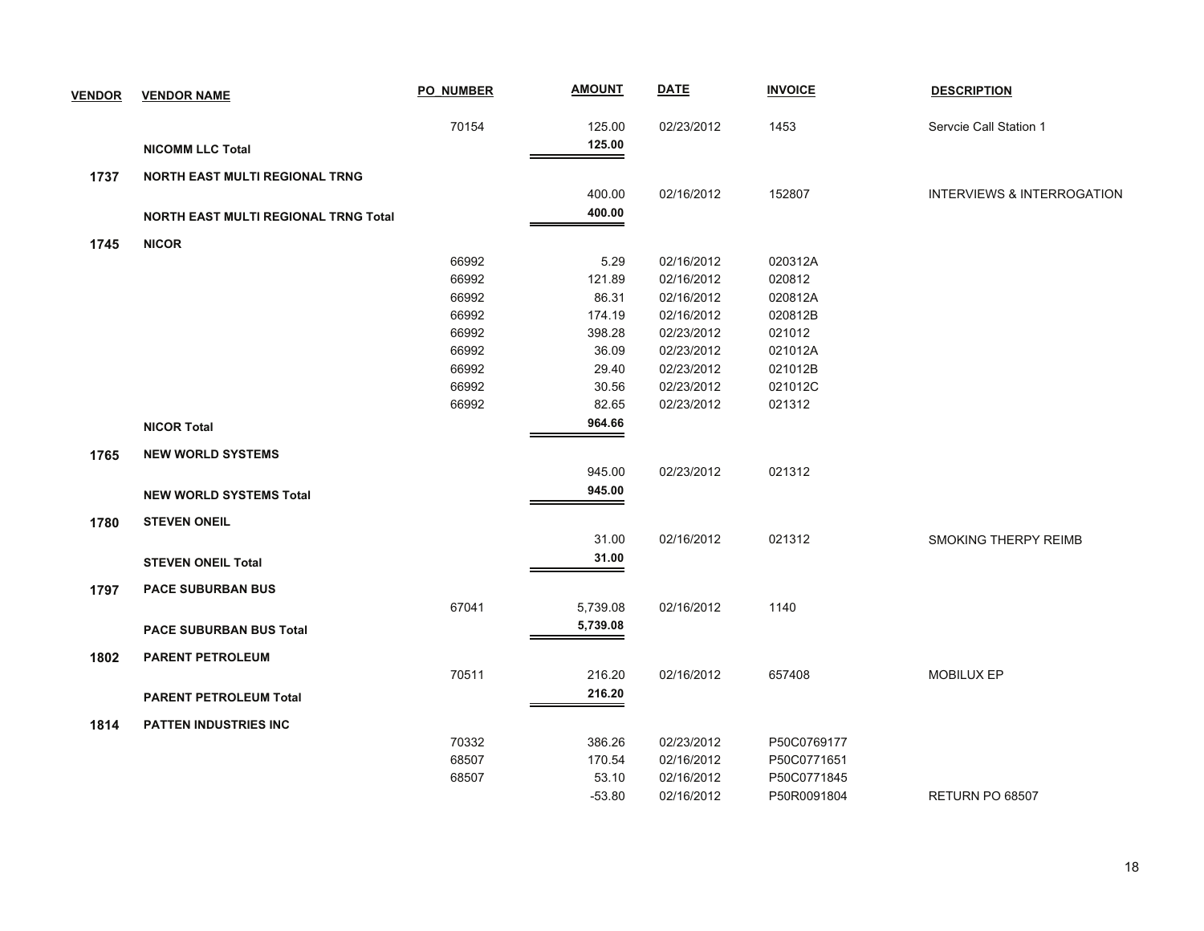| VENDOR | VENDOR NAME | PO_NUMBER | AMOUNT | DATE | INVOICE | DESCRIPTION |
|---|---|---|---|---|---|---|
| | | 70154 | 125.00 | 02/23/2012 | 1453 | Servcie Call Station 1 |
| | **NICOMM LLC Total** | | **125.00** | | | |
| **1737** | **NORTH EAST MULTI REGIONAL TRNG** | | | | | |
| | | | 400.00 | 02/16/2012 | 152807 | INTERVIEWS & INTERROGATION |
| | **NORTH EAST MULTI REGIONAL TRNG Total** | | **400.00** | | | |
| **1745** | **NICOR** | | | | | |
| | | 66992 | 5.29 | 02/16/2012 | 020312A | |
| | | 66992 | 121.89 | 02/16/2012 | 020812 | |
| | | 66992 | 86.31 | 02/16/2012 | 020812A | |
| | | 66992 | 174.19 | 02/16/2012 | 020812B | |
| | | 66992 | 398.28 | 02/23/2012 | 021012 | |
| | | 66992 | 36.09 | 02/23/2012 | 021012A | |
| | | 66992 | 29.40 | 02/23/2012 | 021012B | |
| | | 66992 | 30.56 | 02/23/2012 | 021012C | |
| | | 66992 | 82.65 | 02/23/2012 | 021312 | |
| | **NICOR Total** | | **964.66** | | | |
| **1765** | **NEW WORLD SYSTEMS** | | | | | |
| | | | 945.00 | 02/23/2012 | 021312 | |
| | **NEW WORLD SYSTEMS Total** | | **945.00** | | | |
| **1780** | **STEVEN ONEIL** | | | | | |
| | | | 31.00 | 02/16/2012 | 021312 | SMOKING THERPY REIMB |
| | **STEVEN ONEIL Total** | | **31.00** | | | |
| **1797** | **PACE SUBURBAN BUS** | | | | | |
| | | 67041 | 5,739.08 | 02/16/2012 | 1140 | |
| | **PACE SUBURBAN BUS Total** | | **5,739.08** | | | |
| **1802** | **PARENT PETROLEUM** | | | | | |
| | | 70511 | 216.20 | 02/16/2012 | 657408 | MOBILUX EP |
| | **PARENT PETROLEUM Total** | | **216.20** | | | |
| **1814** | **PATTEN INDUSTRIES INC** | | | | | |
| | | 70332 | 386.26 | 02/23/2012 | P50C0769177 | |
| | | 68507 | 170.54 | 02/16/2012 | P50C0771651 | |
| | | 68507 | 53.10 | 02/16/2012 | P50C0771845 | |
| | | | -53.80 | 02/16/2012 | P50R0091804 | RETURN PO 68507 |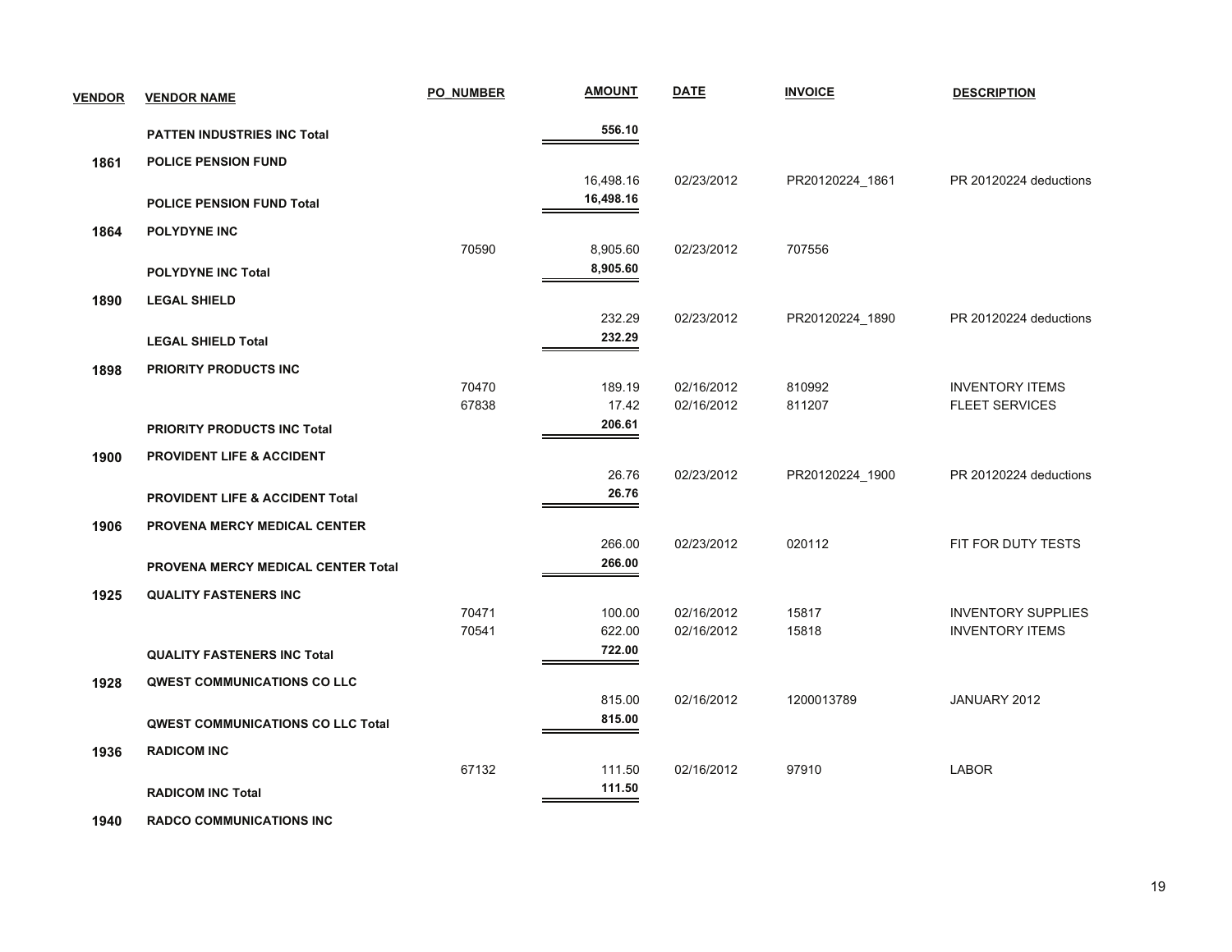| VENDOR | VENDOR NAME | PO_NUMBER | AMOUNT | DATE | INVOICE | DESCRIPTION |
|---|---|---|---|---|---|---|
| | **PATTEN INDUSTRIES INC Total** | | **556.10** | | | |
| 1861 | **POLICE PENSION FUND** | | | | | |
| | | | 16,498.16 | 02/23/2012 | PR20120224_1861 | PR 20120224 deductions |
| | **POLICE PENSION FUND Total** | | **16,498.16** | | | |
| 1864 | **POLYDYNE INC** | | | | | |
| | | 70590 | 8,905.60 | 02/23/2012 | 707556 | |
| | **POLYDYNE INC Total** | | **8,905.60** | | | |
| 1890 | **LEGAL SHIELD** | | | | | |
| | | | 232.29 | 02/23/2012 | PR20120224_1890 | PR 20120224 deductions |
| | **LEGAL SHIELD Total** | | **232.29** | | | |
| 1898 | **PRIORITY PRODUCTS INC** | | | | | |
| | | 70470 | 189.19 | 02/16/2012 | 810992 | INVENTORY ITEMS |
| | | 67838 | 17.42 | 02/16/2012 | 811207 | FLEET SERVICES |
| | **PRIORITY PRODUCTS INC Total** | | **206.61** | | | |
| 1900 | **PROVIDENT LIFE & ACCIDENT** | | | | | |
| | | | 26.76 | 02/23/2012 | PR20120224_1900 | PR 20120224 deductions |
| | **PROVIDENT LIFE & ACCIDENT Total** | | **26.76** | | | |
| 1906 | **PROVENA MERCY MEDICAL CENTER** | | | | | |
| | | | 266.00 | 02/23/2012 | 020112 | FIT FOR DUTY TESTS |
| | **PROVENA MERCY MEDICAL CENTER Total** | | **266.00** | | | |
| 1925 | **QUALITY FASTENERS INC** | | | | | |
| | | 70471 | 100.00 | 02/16/2012 | 15817 | INVENTORY SUPPLIES |
| | | 70541 | 622.00 | 02/16/2012 | 15818 | INVENTORY ITEMS |
| | **QUALITY FASTENERS INC Total** | | **722.00** | | | |
| 1928 | **QWEST COMMUNICATIONS CO LLC** | | | | | |
| | | | 815.00 | 02/16/2012 | 1200013789 | JANUARY 2012 |
| | **QWEST COMMUNICATIONS CO LLC Total** | | **815.00** | | | |
| 1936 | **RADICOM INC** | | | | | |
| | | 67132 | 111.50 | 02/16/2012 | 97910 | LABOR |
| | **RADICOM INC Total** | | **111.50** | | | |
| 1940 | **RADCO COMMUNICATIONS INC** | | | | | |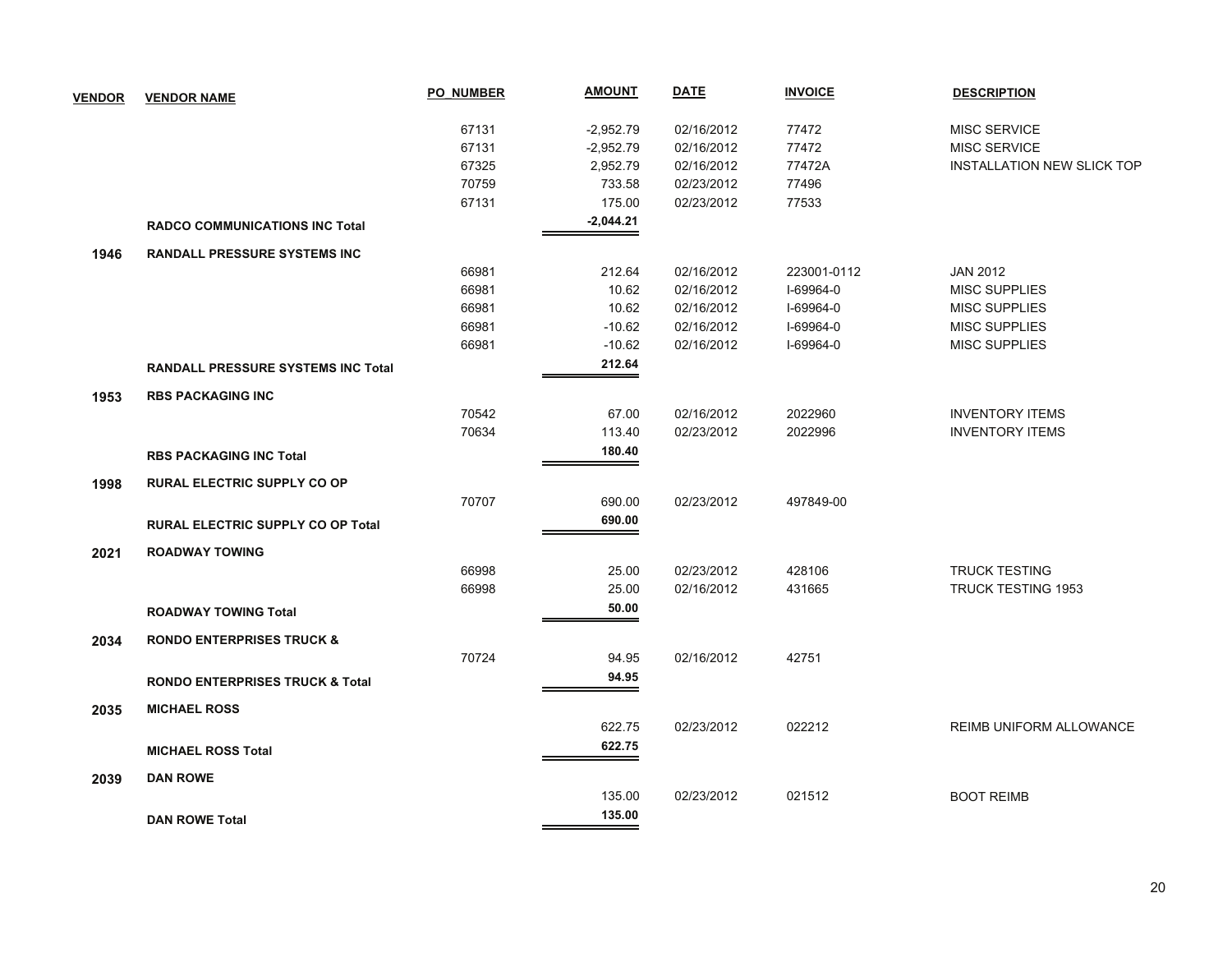| VENDOR | VENDOR NAME | PO_NUMBER | AMOUNT | DATE | INVOICE | DESCRIPTION |
|---|---|---|---|---|---|---|
| | | 67131 | -2,952.79 | 02/16/2012 | 77472 | MISC SERVICE |
| | | 67131 | -2,952.79 | 02/16/2012 | 77472 | MISC SERVICE |
| | | 67325 | 2,952.79 | 02/16/2012 | 77472A | INSTALLATION NEW SLICK TOP |
| | | 70759 | 733.58 | 02/23/2012 | 77496 | |
| | | 67131 | 175.00 | 02/23/2012 | 77533 | |
| | **RADCO COMMUNICATIONS INC Total** | | **-2,044.21** | | | |
| **1946** | **RANDALL PRESSURE SYSTEMS INC** | | | | | |
| | | 66981 | 212.64 | 02/16/2012 | 223001-0112 | JAN 2012 |
| | | 66981 | 10.62 | 02/16/2012 | I-69964-0 | MISC SUPPLIES |
| | | 66981 | 10.62 | 02/16/2012 | I-69964-0 | MISC SUPPLIES |
| | | 66981 | -10.62 | 02/16/2012 | I-69964-0 | MISC SUPPLIES |
| | | 66981 | -10.62 | 02/16/2012 | I-69964-0 | MISC SUPPLIES |
| | **RANDALL PRESSURE SYSTEMS INC Total** | | **212.64** | | | |
| **1953** | **RBS PACKAGING INC** | | | | | |
| | | 70542 | 67.00 | 02/16/2012 | 2022960 | INVENTORY ITEMS |
| | | 70634 | 113.40 | 02/23/2012 | 2022996 | INVENTORY ITEMS |
| | **RBS PACKAGING INC Total** | | **180.40** | | | |
| **1998** | **RURAL ELECTRIC SUPPLY CO OP** | | | | | |
| | | 70707 | 690.00 | 02/23/2012 | 497849-00 | |
| | **RURAL ELECTRIC SUPPLY CO OP Total** | | **690.00** | | | |
| **2021** | **ROADWAY TOWING** | | | | | |
| | | 66998 | 25.00 | 02/23/2012 | 428106 | TRUCK TESTING |
| | | 66998 | 25.00 | 02/16/2012 | 431665 | TRUCK TESTING 1953 |
| | **ROADWAY TOWING Total** | | **50.00** | | | |
| **2034** | **RONDO ENTERPRISES TRUCK &** | | | | | |
| | | 70724 | 94.95 | 02/16/2012 | 42751 | |
| | **RONDO ENTERPRISES TRUCK & Total** | | **94.95** | | | |
| **2035** | **MICHAEL ROSS** | | | | | |
| | | | 622.75 | 02/23/2012 | 022212 | REIMB UNIFORM ALLOWANCE |
| | **MICHAEL ROSS Total** | | **622.75** | | | |
| **2039** | **DAN ROWE** | | | | | |
| | | | 135.00 | 02/23/2012 | 021512 | BOOT REIMB |
| | **DAN ROWE Total** | | **135.00** | | | |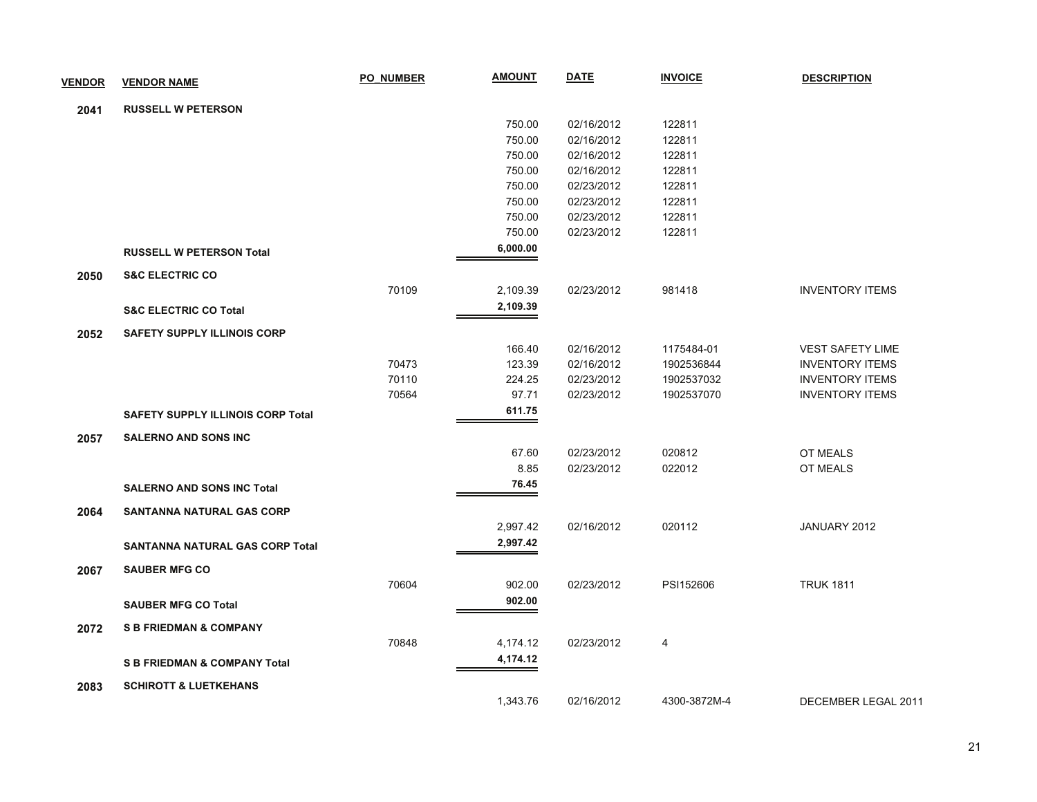| VENDOR | VENDOR NAME | PO_NUMBER | AMOUNT | DATE | INVOICE | DESCRIPTION |
|---|---|---|---|---|---|---|
| 2041 | RUSSELL W PETERSON | | | | | |
| | | | 750.00 | 02/16/2012 | 122811 | |
| | | | 750.00 | 02/16/2012 | 122811 | |
| | | | 750.00 | 02/16/2012 | 122811 | |
| | | | 750.00 | 02/16/2012 | 122811 | |
| | | | 750.00 | 02/23/2012 | 122811 | |
| | | | 750.00 | 02/23/2012 | 122811 | |
| | | | 750.00 | 02/23/2012 | 122811 | |
| | | | 750.00 | 02/23/2012 | 122811 | |
| | **RUSSELL W PETERSON Total** | | **6,000.00** | | | |
| 2050 | S&C ELECTRIC CO | | | | | |
| | | 70109 | 2,109.39 | 02/23/2012 | 981418 | INVENTORY ITEMS |
| | **S&C ELECTRIC CO Total** | | **2,109.39** | | | |
| 2052 | SAFETY SUPPLY ILLINOIS CORP | | | | | |
| | | | 166.40 | 02/16/2012 | 1175484-01 | VEST SAFETY LIME |
| | | 70473 | 123.39 | 02/16/2012 | 1902536844 | INVENTORY ITEMS |
| | | 70110 | 224.25 | 02/23/2012 | 1902537032 | INVENTORY ITEMS |
| | | 70564 | 97.71 | 02/23/2012 | 1902537070 | INVENTORY ITEMS |
| | **SAFETY SUPPLY ILLINOIS CORP Total** | | **611.75** | | | |
| 2057 | SALERNO AND SONS INC | | | | | |
| | | | 67.60 | 02/23/2012 | 020812 | OT MEALS |
| | | | 8.85 | 02/23/2012 | 022012 | OT MEALS |
| | **SALERNO AND SONS INC Total** | | **76.45** | | | |
| 2064 | SANTANNA NATURAL GAS CORP | | | | | |
| | | | 2,997.42 | 02/16/2012 | 020112 | JANUARY 2012 |
| | **SANTANNA NATURAL GAS CORP Total** | | **2,997.42** | | | |
| 2067 | SAUBER MFG CO | | | | | |
| | | 70604 | 902.00 | 02/23/2012 | PSI152606 | TRUK 1811 |
| | **SAUBER MFG CO Total** | | **902.00** | | | |
| 2072 | S B FRIEDMAN & COMPANY | | | | | |
| | | 70848 | 4,174.12 | 02/23/2012 | 4 | |
| | **S B FRIEDMAN & COMPANY Total** | | **4,174.12** | | | |
| 2083 | SCHIROTT & LUETKEHANS | | | | | |
| | | | 1,343.76 | 02/16/2012 | 4300-3872M-4 | DECEMBER LEGAL 2011 |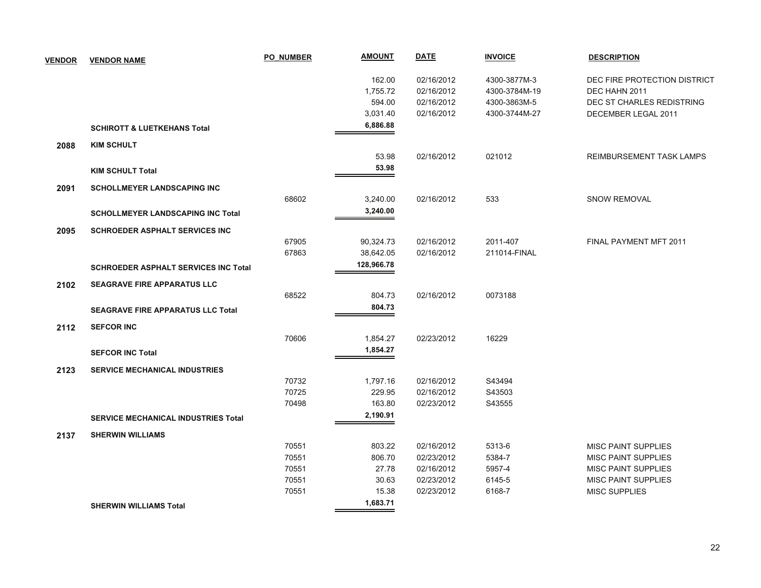| VENDOR | VENDOR NAME | PO_NUMBER | AMOUNT | DATE | INVOICE | DESCRIPTION |
|---|---|---|---|---|---|---|
| | | | 162.00 | 02/16/2012 | 4300-3877M-3 | DEC FIRE PROTECTION DISTRICT |
| | | | 1,755.72 | 02/16/2012 | 4300-3784M-19 | DEC HAHN 2011 |
| | | | 594.00 | 02/16/2012 | 4300-3863M-5 | DEC ST CHARLES REDISTRING |
| | | | 3,031.40 | 02/16/2012 | 4300-3744M-27 | DECEMBER LEGAL 2011 |
| | **SCHIROTT & LUETKEHANS Total** | | **6,886.88** | | | |
| **2088** | **KIM SCHULT** | | | | | |
| | | | 53.98 | 02/16/2012 | 021012 | REIMBURSEMENT TASK LAMPS |
| | **KIM SCHULT Total** | | **53.98** | | | |
| **2091** | **SCHOLLMEYER LANDSCAPING INC** | | | | | |
| | | 68602 | 3,240.00 | 02/16/2012 | 533 | SNOW REMOVAL |
| | **SCHOLLMEYER LANDSCAPING INC Total** | | **3,240.00** | | | |
| **2095** | **SCHROEDER ASPHALT SERVICES INC** | | | | | |
| | | 67905 | 90,324.73 | 02/16/2012 | 2011-407 | FINAL PAYMENT MFT 2011 |
| | | 67863 | 38,642.05 | 02/16/2012 | 211014-FINAL | |
| | **SCHROEDER ASPHALT SERVICES INC Total** | | **128,966.78** | | | |
| **2102** | **SEAGRAVE FIRE APPARATUS LLC** | | | | | |
| | | 68522 | 804.73 | 02/16/2012 | 0073188 | |
| | **SEAGRAVE FIRE APPARATUS LLC Total** | | **804.73** | | | |
| **2112** | **SEFCOR INC** | | | | | |
| | | 70606 | 1,854.27 | 02/23/2012 | 16229 | |
| | **SEFCOR INC Total** | | **1,854.27** | | | |
| **2123** | **SERVICE MECHANICAL INDUSTRIES** | | | | | |
| | | 70732 | 1,797.16 | 02/16/2012 | S43494 | |
| | | 70725 | 229.95 | 02/16/2012 | S43503 | |
| | | 70498 | 163.80 | 02/23/2012 | S43555 | |
| | **SERVICE MECHANICAL INDUSTRIES Total** | | **2,190.91** | | | |
| **2137** | **SHERWIN WILLIAMS** | | | | | |
| | | 70551 | 803.22 | 02/16/2012 | 5313-6 | MISC PAINT SUPPLIES |
| | | 70551 | 806.70 | 02/23/2012 | 5384-7 | MISC PAINT SUPPLIES |
| | | 70551 | 27.78 | 02/16/2012 | 5957-4 | MISC PAINT SUPPLIES |
| | | 70551 | 30.63 | 02/23/2012 | 6145-5 | MISC PAINT SUPPLIES |
| | | 70551 | 15.38 | 02/23/2012 | 6168-7 | MISC SUPPLIES |
| | **SHERWIN WILLIAMS Total** | | **1,683.71** | | | |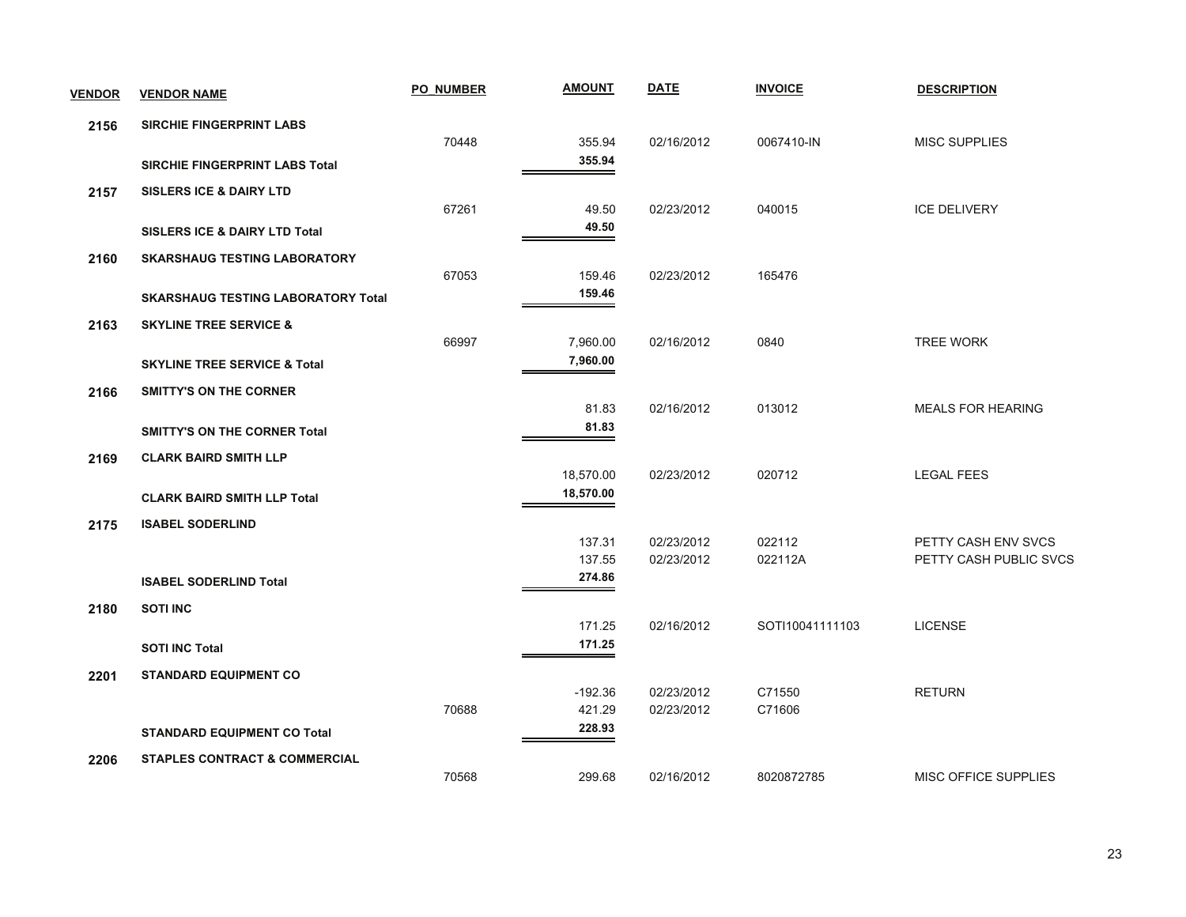| VENDOR | VENDOR NAME | PO_NUMBER | AMOUNT | DATE | INVOICE | DESCRIPTION |
|---|---|---|---|---|---|---|
| 2156 | **SIRCHIE FINGERPRINT LABS** | | | | | |
| | | 70448 | 355.94 | 02/16/2012 | 0067410-IN | MISC SUPPLIES |
| | **SIRCHIE FINGERPRINT LABS Total** | | **355.94** | | | |
| 2157 | **SISLERS ICE & DAIRY LTD** | | | | | |
| | | 67261 | 49.50 | 02/23/2012 | 040015 | ICE DELIVERY |
| | **SISLERS ICE & DAIRY LTD Total** | | **49.50** | | | |
| 2160 | **SKARSHAUG TESTING LABORATORY** | | | | | |
| | | 67053 | 159.46 | 02/23/2012 | 165476 | |
| | **SKARSHAUG TESTING LABORATORY Total** | | **159.46** | | | |
| 2163 | **SKYLINE TREE SERVICE &** | | | | | |
| | | 66997 | 7,960.00 | 02/16/2012 | 0840 | TREE WORK |
| | **SKYLINE TREE SERVICE & Total** | | **7,960.00** | | | |
| 2166 | **SMITTY'S ON THE CORNER** | | | | | |
| | | | 81.83 | 02/16/2012 | 013012 | MEALS FOR HEARING |
| | **SMITTY'S ON THE CORNER Total** | | **81.83** | | | |
| 2169 | **CLARK BAIRD SMITH LLP** | | | | | |
| | | | 18,570.00 | 02/23/2012 | 020712 | LEGAL FEES |
| | **CLARK BAIRD SMITH LLP Total** | | **18,570.00** | | | |
| 2175 | **ISABEL SODERLIND** | | | | | |
| | | | 137.31 | 02/23/2012 | 022112 | PETTY CASH ENV SVCS |
| | | | 137.55 | 02/23/2012 | 022112A | PETTY CASH PUBLIC SVCS |
| | **ISABEL SODERLIND Total** | | **274.86** | | | |
| 2180 | **SOTI INC** | | | | | |
| | | | 171.25 | 02/16/2012 | SOTI10041111103 | LICENSE |
| | **SOTI INC Total** | | **171.25** | | | |
| 2201 | **STANDARD EQUIPMENT CO** | | | | | |
| | | | -192.36 | 02/23/2012 | C71550 | RETURN |
| | | 70688 | 421.29 | 02/23/2012 | C71606 | |
| | **STANDARD EQUIPMENT CO Total** | | **228.93** | | | |
| 2206 | **STAPLES CONTRACT & COMMERCIAL** | | | | | |
| | | 70568 | 299.68 | 02/16/2012 | 8020872785 | MISC OFFICE SUPPLIES |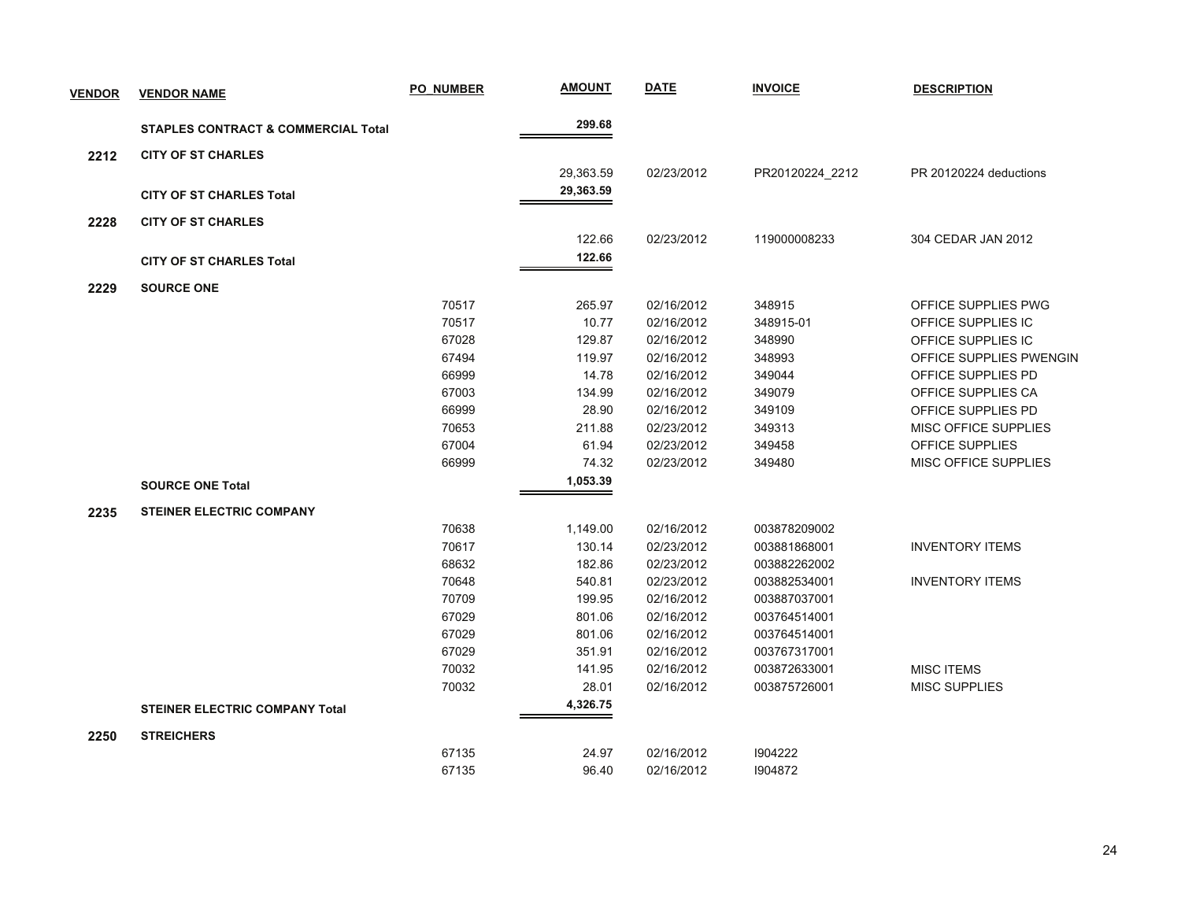| VENDOR | VENDOR NAME | PO_NUMBER | AMOUNT | DATE | INVOICE | DESCRIPTION |
|---|---|---|---|---|---|---|
| | **STAPLES CONTRACT & COMMERCIAL Total** | | **299.68** | | | |
| **2212** | **CITY OF ST CHARLES** | | | | | |
| | | | 29,363.59 | 02/23/2012 | PR20120224_2212 | PR 20120224 deductions |
| | **CITY OF ST CHARLES Total** | | **29,363.59** | | | |
| **2228** | **CITY OF ST CHARLES** | | | | | |
| | | | 122.66 | 02/23/2012 | 119000008233 | 304 CEDAR JAN 2012 |
| | **CITY OF ST CHARLES Total** | | **122.66** | | | |
| **2229** | **SOURCE ONE** | | | | | |
| | | 70517 | 265.97 | 02/16/2012 | 348915 | OFFICE SUPPLIES PWG |
| | | 70517 | 10.77 | 02/16/2012 | 348915-01 | OFFICE SUPPLIES IC |
| | | 67028 | 129.87 | 02/16/2012 | 348990 | OFFICE SUPPLIES IC |
| | | 67494 | 119.97 | 02/16/2012 | 348993 | OFFICE SUPPLIES PWENGIN |
| | | 66999 | 14.78 | 02/16/2012 | 349044 | OFFICE SUPPLIES PD |
| | | 67003 | 134.99 | 02/16/2012 | 349079 | OFFICE SUPPLIES CA |
| | | 66999 | 28.90 | 02/16/2012 | 349109 | OFFICE SUPPLIES PD |
| | | 70653 | 211.88 | 02/23/2012 | 349313 | MISC OFFICE SUPPLIES |
| | | 67004 | 61.94 | 02/23/2012 | 349458 | OFFICE SUPPLIES |
| | | 66999 | 74.32 | 02/23/2012 | 349480 | MISC OFFICE SUPPLIES |
| | **SOURCE ONE Total** | | **1,053.39** | | | |
| **2235** | **STEINER ELECTRIC COMPANY** | | | | | |
| | | 70638 | 1,149.00 | 02/16/2012 | 003878209002 | |
| | | 70617 | 130.14 | 02/23/2012 | 003881868001 | INVENTORY ITEMS |
| | | 68632 | 182.86 | 02/23/2012 | 003882262002 | |
| | | 70648 | 540.81 | 02/23/2012 | 003882534001 | INVENTORY ITEMS |
| | | 70709 | 199.95 | 02/16/2012 | 003887037001 | |
| | | 67029 | 801.06 | 02/16/2012 | 003764514001 | |
| | | 67029 | 801.06 | 02/16/2012 | 003764514001 | |
| | | 67029 | 351.91 | 02/16/2012 | 003767317001 | |
| | | 70032 | 141.95 | 02/16/2012 | 003872633001 | MISC ITEMS |
| | | 70032 | 28.01 | 02/16/2012 | 003875726001 | MISC SUPPLIES |
| | **STEINER ELECTRIC COMPANY Total** | | **4,326.75** | | | |
| **2250** | **STREICHERS** | | | | | |
| | | 67135 | 24.97 | 02/16/2012 | I904222 | |
| | | 67135 | 96.40 | 02/16/2012 | I904872 | |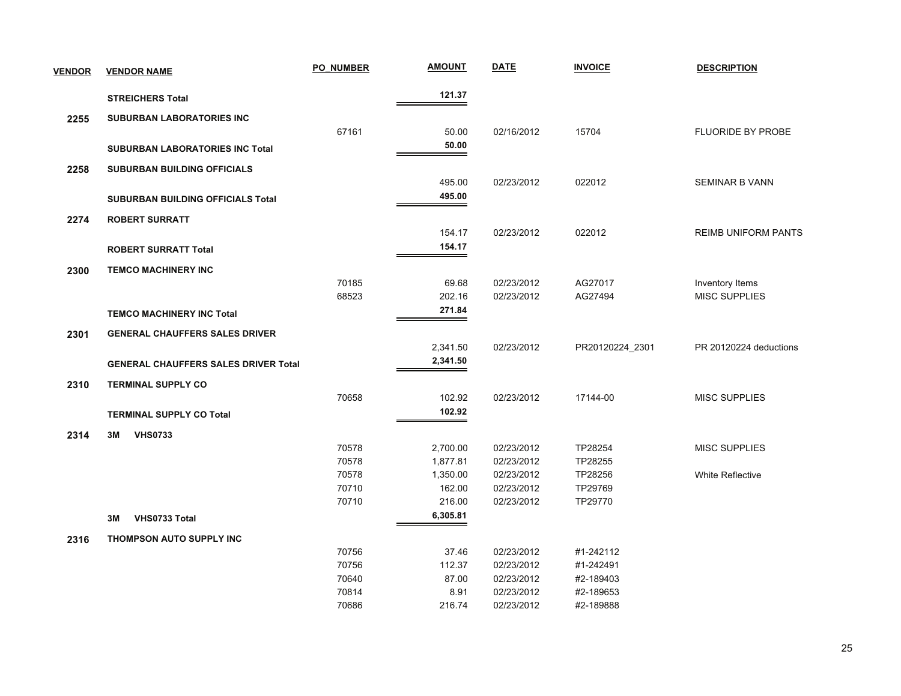| VENDOR | VENDOR NAME | PO_NUMBER | AMOUNT | DATE | INVOICE | DESCRIPTION |
|---|---|---|---|---|---|---|
| | **STREICHERS Total** | | **121.37** | | | |
| **2255** | **SUBURBAN LABORATORIES INC** | | | | | |
| | | 67161 | 50.00 | 02/16/2012 | 15704 | FLUORIDE BY PROBE |
| | **SUBURBAN LABORATORIES INC Total** | | **50.00** | | | |
| **2258** | **SUBURBAN BUILDING OFFICIALS** | | | | | |
| | | | 495.00 | 02/23/2012 | 022012 | SEMINAR B VANN |
| | **SUBURBAN BUILDING OFFICIALS Total** | | **495.00** | | | |
| **2274** | **ROBERT SURRATT** | | | | | |
| | | | 154.17 | 02/23/2012 | 022012 | REIMB UNIFORM PANTS |
| | **ROBERT SURRATT Total** | | **154.17** | | | |
| **2300** | **TEMCO MACHINERY INC** | | | | | |
| | | 70185 | 69.68 | 02/23/2012 | AG27017 | Inventory Items |
| | | 68523 | 202.16 | 02/23/2012 | AG27494 | MISC SUPPLIES |
| | **TEMCO MACHINERY INC Total** | | **271.84** | | | |
| **2301** | **GENERAL CHAUFFERS SALES DRIVER** | | | | | |
| | | | 2,341.50 | 02/23/2012 | PR20120224_2301 | PR 20120224 deductions |
| | **GENERAL CHAUFFERS SALES DRIVER Total** | | **2,341.50** | | | |
| **2310** | **TERMINAL SUPPLY CO** | | | | | |
| | | 70658 | 102.92 | 02/23/2012 | 17144-00 | MISC SUPPLIES |
| | **TERMINAL SUPPLY CO Total** | | **102.92** | | | |
| **2314** | **3M VHS0733** | | | | | |
| | | 70578 | 2,700.00 | 02/23/2012 | TP28254 | MISC SUPPLIES |
| | | 70578 | 1,877.81 | 02/23/2012 | TP28255 | |
| | | 70578 | 1,350.00 | 02/23/2012 | TP28256 | White Reflective |
| | | 70710 | 162.00 | 02/23/2012 | TP29769 | |
| | | 70710 | 216.00 | 02/23/2012 | TP29770 | |
| | **3M VHS0733 Total** | | **6,305.81** | | | |
| **2316** | **THOMPSON AUTO SUPPLY INC** | | | | | |
| | | 70756 | 37.46 | 02/23/2012 | #1-242112 | |
| | | 70756 | 112.37 | 02/23/2012 | #1-242491 | |
| | | 70640 | 87.00 | 02/23/2012 | #2-189403 | |
| | | 70814 | 8.91 | 02/23/2012 | #2-189653 | |
| | | 70686 | 216.74 | 02/23/2012 | #2-189888 | |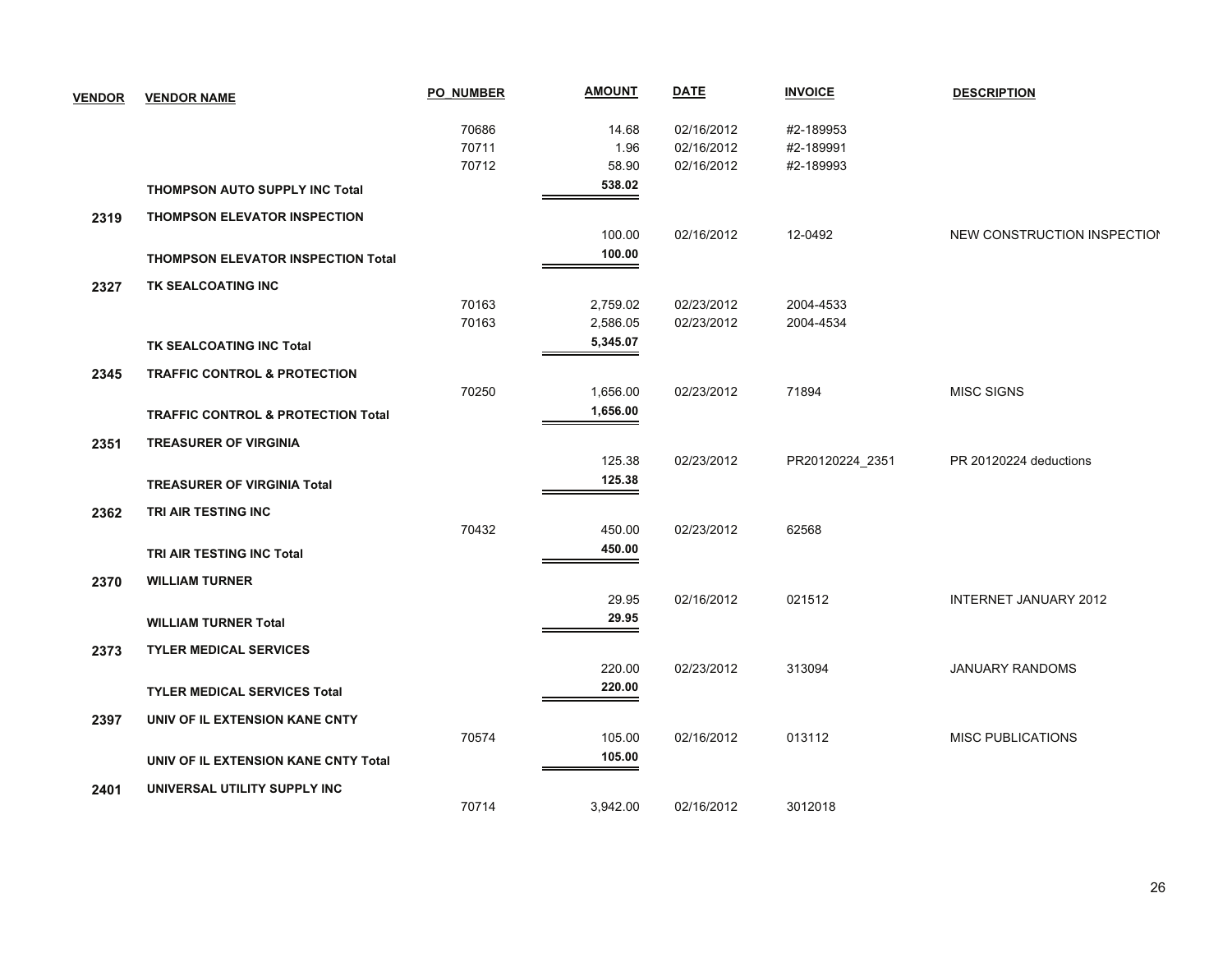| VENDOR | VENDOR NAME | PO_NUMBER | AMOUNT | DATE | INVOICE | DESCRIPTION |
|---|---|---|---|---|---|---|
| | | 70686 | 14.68 | 02/16/2012 | #2-189953 | |
| | | 70711 | 1.96 | 02/16/2012 | #2-189991 | |
| | | 70712 | 58.90 | 02/16/2012 | #2-189993 | |
| | **THOMPSON AUTO SUPPLY INC Total** | | **538.02** | | | |
| **2319** | **THOMPSON ELEVATOR INSPECTION** | | | | | |
| | | | 100.00 | 02/16/2012 | 12-0492 | NEW CONSTRUCTION INSPECTIOI |
| | **THOMPSON ELEVATOR INSPECTION Total** | | **100.00** | | | |
| **2327** | **TK SEALCOATING INC** | | | | | |
| | | 70163 | 2,759.02 | 02/23/2012 | 2004-4533 | |
| | | 70163 | 2,586.05 | 02/23/2012 | 2004-4534 | |
| | **TK SEALCOATING INC Total** | | **5,345.07** | | | |
| **2345** | **TRAFFIC CONTROL & PROTECTION** | | | | | |
| | | 70250 | 1,656.00 | 02/23/2012 | 71894 | MISC SIGNS |
| | **TRAFFIC CONTROL & PROTECTION Total** | | **1,656.00** | | | |
| **2351** | **TREASURER OF VIRGINIA** | | | | | |
| | | | 125.38 | 02/23/2012 | PR20120224_2351 | PR 20120224 deductions |
| | **TREASURER OF VIRGINIA Total** | | **125.38** | | | |
| **2362** | **TRI AIR TESTING INC** | | | | | |
| | | 70432 | 450.00 | 02/23/2012 | 62568 | |
| | **TRI AIR TESTING INC Total** | | **450.00** | | | |
| **2370** | **WILLIAM TURNER** | | | | | |
| | | | 29.95 | 02/16/2012 | 021512 | INTERNET JANUARY 2012 |
| | **WILLIAM TURNER Total** | | **29.95** | | | |
| **2373** | **TYLER MEDICAL SERVICES** | | | | | |
| | | | 220.00 | 02/23/2012 | 313094 | JANUARY RANDOMS |
| | **TYLER MEDICAL SERVICES Total** | | **220.00** | | | |
| **2397** | **UNIV OF IL EXTENSION KANE CNTY** | | | | | |
| | | 70574 | 105.00 | 02/16/2012 | 013112 | MISC PUBLICATIONS |
| | **UNIV OF IL EXTENSION KANE CNTY Total** | | **105.00** | | | |
| **2401** | **UNIVERSAL UTILITY SUPPLY INC** | | | | | |
| | | 70714 | 3,942.00 | 02/16/2012 | 3012018 | |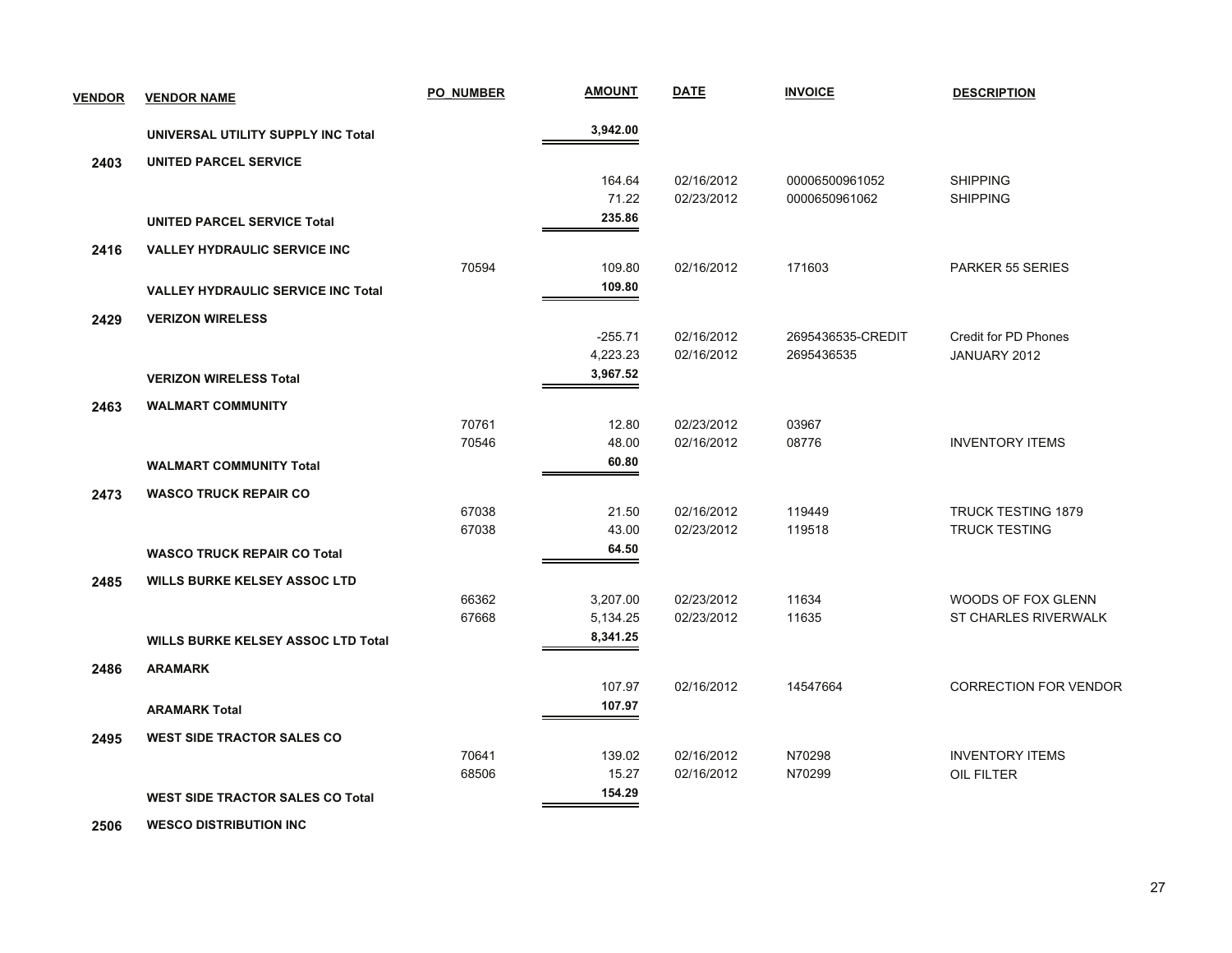| VENDOR | VENDOR NAME | PO_NUMBER | AMOUNT | DATE | INVOICE | DESCRIPTION |
|---|---|---|---|---|---|---|
| | **UNIVERSAL UTILITY SUPPLY INC Total** | | **3,942.00** | | | |
| **2403** | **UNITED PARCEL SERVICE** | | | | | |
| | | | 164.64 | 02/16/2012 | 00006500961052 | SHIPPING |
| | | | 71.22 | 02/23/2012 | 0000650961062 | SHIPPING |
| | **UNITED PARCEL SERVICE Total** | | **235.86** | | | |
| **2416** | **VALLEY HYDRAULIC SERVICE INC** | | | | | |
| | | 70594 | 109.80 | 02/16/2012 | 171603 | PARKER 55 SERIES |
| | **VALLEY HYDRAULIC SERVICE INC Total** | | **109.80** | | | |
| **2429** | **VERIZON WIRELESS** | | | | | |
| | | | -255.71 | 02/16/2012 | 2695436535-CREDIT | Credit for PD Phones |
| | | | 4,223.23 | 02/16/2012 | 2695436535 | JANUARY 2012 |
| | **VERIZON WIRELESS Total** | | **3,967.52** | | | |
| **2463** | **WALMART COMMUNITY** | | | | | |
| | | 70761 | 12.80 | 02/23/2012 | 03967 | |
| | | 70546 | 48.00 | 02/16/2012 | 08776 | INVENTORY ITEMS |
| | **WALMART COMMUNITY Total** | | **60.80** | | | |
| **2473** | **WASCO TRUCK REPAIR CO** | | | | | |
| | | 67038 | 21.50 | 02/16/2012 | 119449 | TRUCK TESTING 1879 |
| | | 67038 | 43.00 | 02/23/2012 | 119518 | TRUCK TESTING |
| | **WASCO TRUCK REPAIR CO Total** | | **64.50** | | | |
| **2485** | **WILLS BURKE KELSEY ASSOC LTD** | | | | | |
| | | 66362 | 3,207.00 | 02/23/2012 | 11634 | WOODS OF FOX GLENN |
| | | 67668 | 5,134.25 | 02/23/2012 | 11635 | ST CHARLES RIVERWALK |
| | **WILLS BURKE KELSEY ASSOC LTD Total** | | **8,341.25** | | | |
| **2486** | **ARAMARK** | | | | | |
| | | | 107.97 | 02/16/2012 | 14547664 | CORRECTION FOR VENDOR |
| | **ARAMARK Total** | | **107.97** | | | |
| **2495** | **WEST SIDE TRACTOR SALES CO** | | | | | |
| | | 70641 | 139.02 | 02/16/2012 | N70298 | INVENTORY ITEMS |
| | | 68506 | 15.27 | 02/16/2012 | N70299 | OIL FILTER |
| | **WEST SIDE TRACTOR SALES CO Total** | | **154.29** | | | |
| **2506** | **WESCO DISTRIBUTION INC** | | | | | |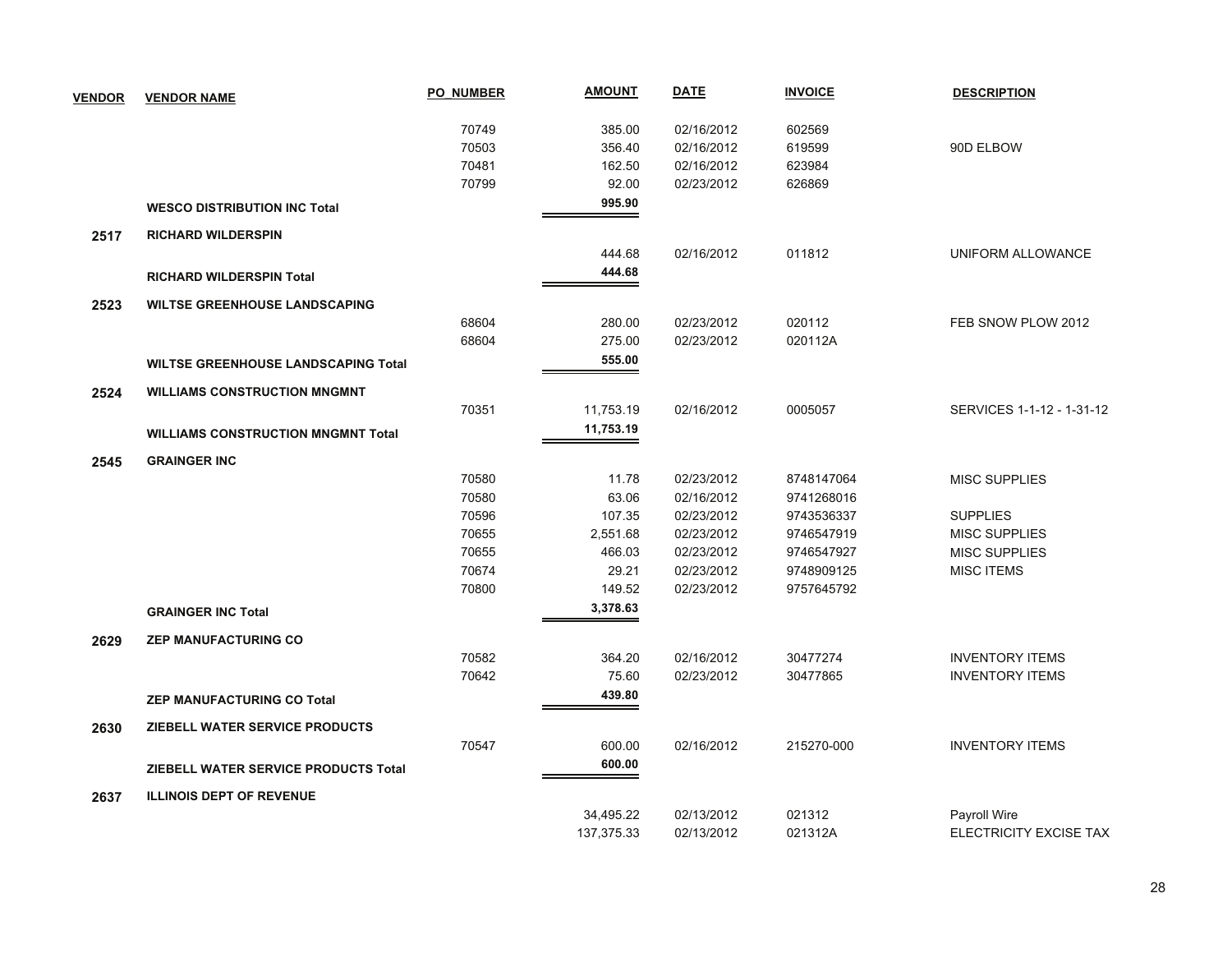| VENDOR | VENDOR NAME | PO_NUMBER | AMOUNT | DATE | INVOICE | DESCRIPTION |
|---|---|---|---|---|---|---|
| | | 70749 | 385.00 | 02/16/2012 | 602569 | |
| | | 70503 | 356.40 | 02/16/2012 | 619599 | 90D ELBOW |
| | | 70481 | 162.50 | 02/16/2012 | 623984 | |
| | | 70799 | 92.00 | 02/23/2012 | 626869 | |
| | **WESCO DISTRIBUTION INC Total** | | **995.90** | | | |
| **2517** | **RICHARD WILDERSPIN** | | | | | |
| | | | 444.68 | 02/16/2012 | 011812 | UNIFORM ALLOWANCE |
| | **RICHARD WILDERSPIN Total** | | **444.68** | | | |
| **2523** | **WILTSE GREENHOUSE LANDSCAPING** | | | | | |
| | | 68604 | 280.00 | 02/23/2012 | 020112 | FEB SNOW PLOW 2012 |
| | | 68604 | 275.00 | 02/23/2012 | 020112A | |
| | **WILTSE GREENHOUSE LANDSCAPING Total** | | **555.00** | | | |
| **2524** | **WILLIAMS CONSTRUCTION MNGMNT** | | | | | |
| | | 70351 | 11,753.19 | 02/16/2012 | 0005057 | SERVICES 1-1-12 - 1-31-12 |
| | **WILLIAMS CONSTRUCTION MNGMNT Total** | | **11,753.19** | | | |
| **2545** | **GRAINGER INC** | | | | | |
| | | 70580 | 11.78 | 02/23/2012 | 8748147064 | MISC SUPPLIES |
| | | 70580 | 63.06 | 02/16/2012 | 9741268016 | |
| | | 70596 | 107.35 | 02/23/2012 | 9743536337 | SUPPLIES |
| | | 70655 | 2,551.68 | 02/23/2012 | 9746547919 | MISC SUPPLIES |
| | | 70655 | 466.03 | 02/23/2012 | 9746547927 | MISC SUPPLIES |
| | | 70674 | 29.21 | 02/23/2012 | 9748909125 | MISC ITEMS |
| | | 70800 | 149.52 | 02/23/2012 | 9757645792 | |
| | **GRAINGER INC Total** | | **3,378.63** | | | |
| **2629** | **ZEP MANUFACTURING CO** | | | | | |
| | | 70582 | 364.20 | 02/16/2012 | 30477274 | INVENTORY ITEMS |
| | | 70642 | 75.60 | 02/23/2012 | 30477865 | INVENTORY ITEMS |
| | **ZEP MANUFACTURING CO Total** | | **439.80** | | | |
| **2630** | **ZIEBELL WATER SERVICE PRODUCTS** | | | | | |
| | | 70547 | 600.00 | 02/16/2012 | 215270-000 | INVENTORY ITEMS |
| | **ZIEBELL WATER SERVICE PRODUCTS Total** | | **600.00** | | | |
| **2637** | **ILLINOIS DEPT OF REVENUE** | | | | | |
| | | | 34,495.22 | 02/13/2012 | 021312 | Payroll Wire |
| | | | 137,375.33 | 02/13/2012 | 021312A | ELECTRICITY EXCISE TAX |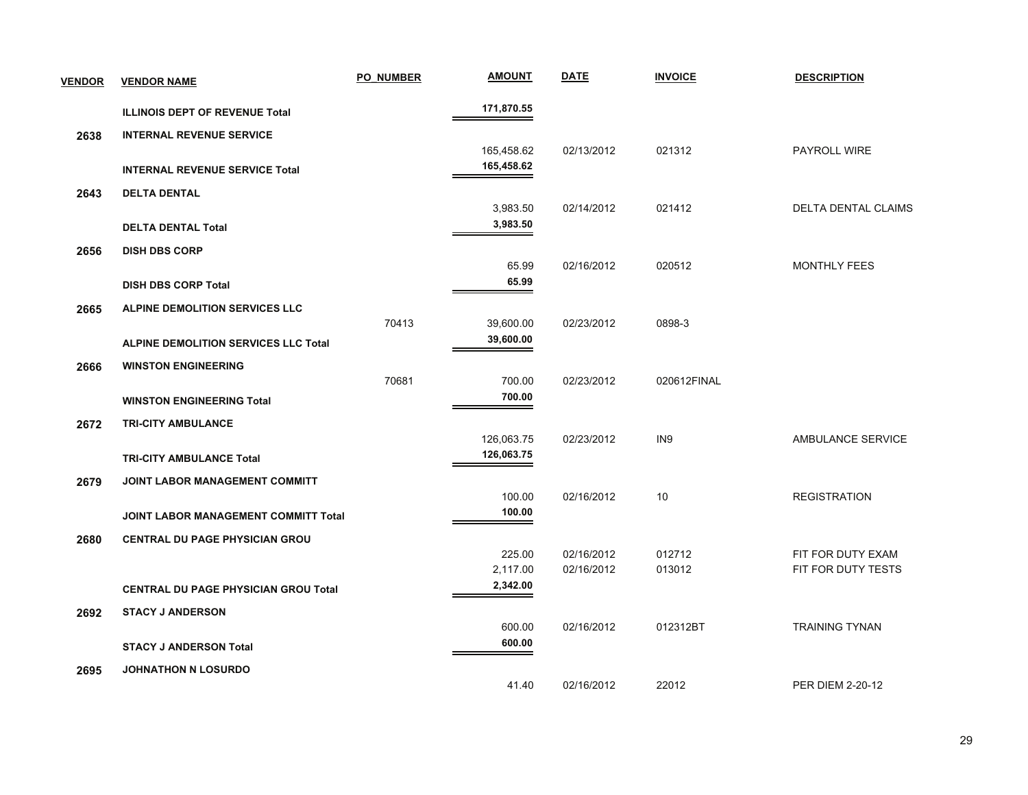| VENDOR | VENDOR NAME | PO_NUMBER | AMOUNT | DATE | INVOICE | DESCRIPTION |
|---|---|---|---|---|---|---|
| | **ILLINOIS DEPT OF REVENUE Total** | | **171,870.55** | | | |
| **2638** | **INTERNAL REVENUE SERVICE** | | | | | |
| | | | 165,458.62 | 02/13/2012 | 021312 | PAYROLL WIRE |
| | **INTERNAL REVENUE SERVICE Total** | | **165,458.62** | | | |
| **2643** | **DELTA DENTAL** | | | | | |
| | | | 3,983.50 | 02/14/2012 | 021412 | DELTA DENTAL CLAIMS |
| | **DELTA DENTAL Total** | | **3,983.50** | | | |
| **2656** | **DISH DBS CORP** | | | | | |
| | | | 65.99 | 02/16/2012 | 020512 | MONTHLY FEES |
| | **DISH DBS CORP Total** | | **65.99** | | | |
| **2665** | **ALPINE DEMOLITION SERVICES LLC** | | | | | |
| | | 70413 | 39,600.00 | 02/23/2012 | 0898-3 | |
| | **ALPINE DEMOLITION SERVICES LLC Total** | | **39,600.00** | | | |
| **2666** | **WINSTON ENGINEERING** | | | | | |
| | | 70681 | 700.00 | 02/23/2012 | 020612FINAL | |
| | **WINSTON ENGINEERING Total** | | **700.00** | | | |
| **2672** | **TRI-CITY AMBULANCE** | | | | | |
| | | | 126,063.75 | 02/23/2012 | IN9 | AMBULANCE SERVICE |
| | **TRI-CITY AMBULANCE Total** | | **126,063.75** | | | |
| **2679** | **JOINT LABOR MANAGEMENT COMMITT** | | | | | |
| | | | 100.00 | 02/16/2012 | 10 | REGISTRATION |
| | **JOINT LABOR MANAGEMENT COMMITT Total** | | **100.00** | | | |
| **2680** | **CENTRAL DU PAGE PHYSICIAN GROU** | | | | | |
| | | | 225.00 | 02/16/2012 | 012712 | FIT FOR DUTY EXAM |
| | | | 2,117.00 | 02/16/2012 | 013012 | FIT FOR DUTY TESTS |
| | **CENTRAL DU PAGE PHYSICIAN GROU Total** | | **2,342.00** | | | |
| **2692** | **STACY J ANDERSON** | | | | | |
| | | | 600.00 | 02/16/2012 | 012312BT | TRAINING TYNAN |
| | **STACY J ANDERSON Total** | | **600.00** | | | |
| **2695** | **JOHNATHON N LOSURDO** | | | | | |
| | | | 41.40 | 02/16/2012 | 22012 | PER DIEM 2-20-12 |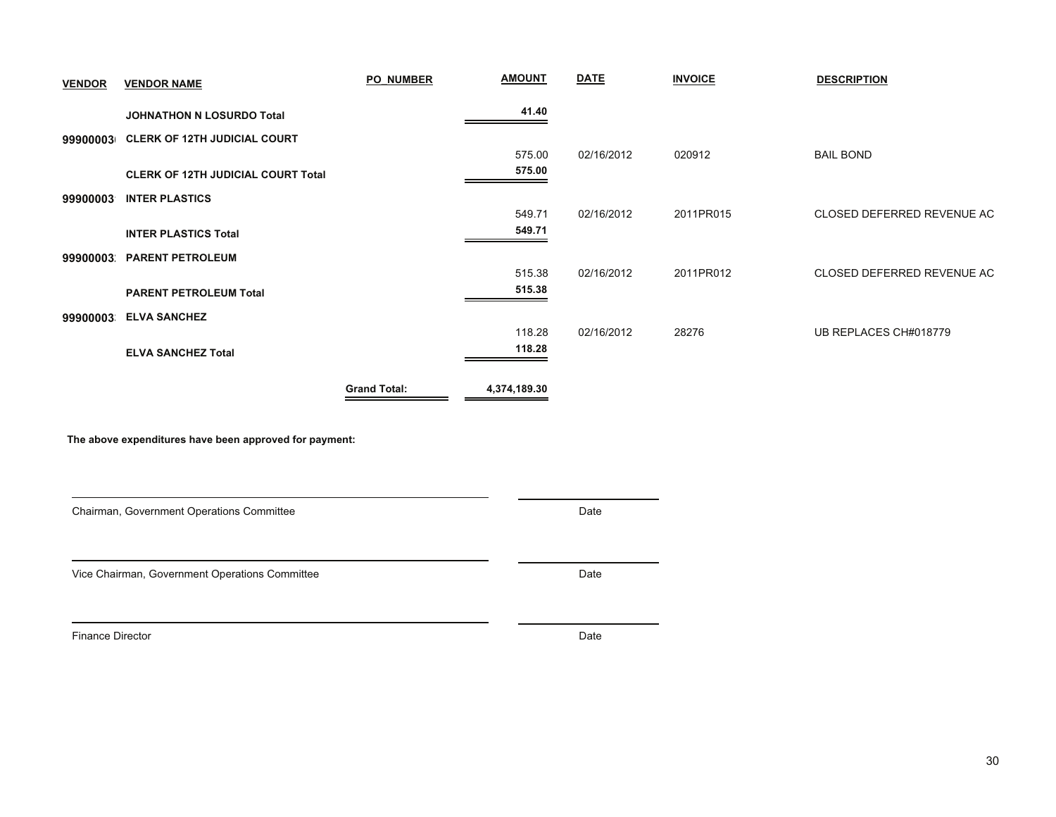| VENDOR | VENDOR NAME | PO_NUMBER | AMOUNT | DATE | INVOICE | DESCRIPTION |
|---|---|---|---|---|---|---|
| | **JOHNATHON N LOSURDO Total** | | **41.40** | | | |
| **99900003** | **CLERK OF 12TH JUDICIAL COURT** | | | | | |
| | | | 575.00 | 02/16/2012 | 020912 | BAIL BOND |
| | **CLERK OF 12TH JUDICIAL COURT Total** | | **575.00** | | | |
| **99900003** | **INTER PLASTICS** | | | | | |
| | | | 549.71 | 02/16/2012 | 2011PR015 | CLOSED DEFERRED REVENUE AC |
| | **INTER PLASTICS Total** | | **549.71** | | | |
| **99900003** | **PARENT PETROLEUM** | | | | | |
| | | | 515.38 | 02/16/2012 | 2011PR012 | CLOSED DEFERRED REVENUE AC |
| | **PARENT PETROLEUM Total** | | **515.38** | | | |
| **99900003** | **ELVA SANCHEZ** | | | | | |
| | | | 118.28 | 02/16/2012 | 28276 | UB REPLACES CH#018779 |
| | **ELVA SANCHEZ Total** | | **118.28** | | | |
| | | **Grand Total:** | **4,374,189.30** | | | |

**The above expenditures have been approved for payment:**

Chairman, Government Operations Committee — Date

Vice Chairman, Government Operations Committee — Date

Finance Director — Date